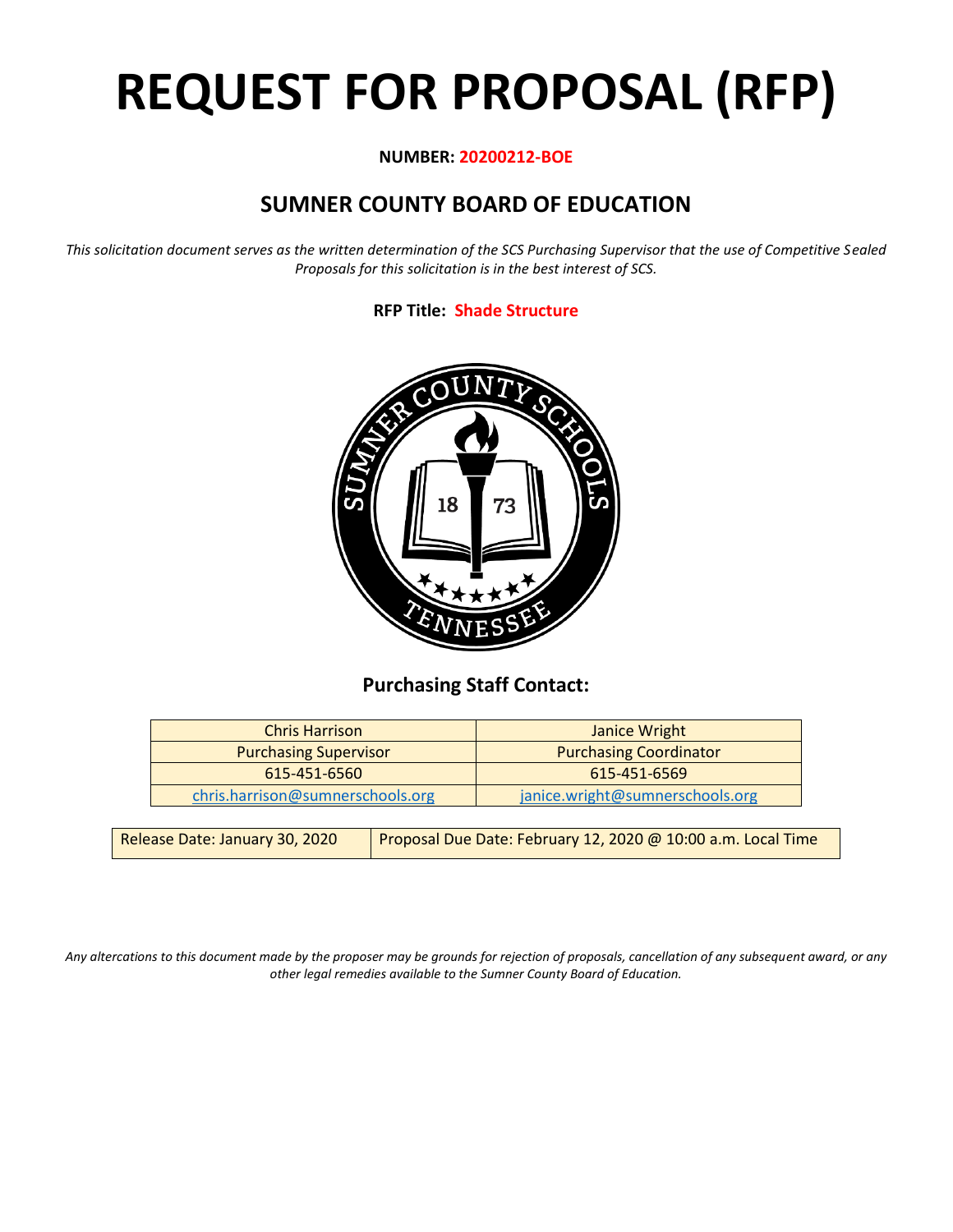# REQUEST FOR PROPOSAL (RFP)

**NUMBER: 20200212-BOE**

## SUMNER COUNTY BOARD OF EDUCATION

*This solicitation document serves as the written determination of the SCS Purchasing Supervisor that the use of Competitive Sealed Proposals for this solicitation is in the best interest of SCS.*

**RFP Title: Shade Structure**

### Purchasing Staff Contact:

| Chris Harrison | Janice Wright |
|---|---|
| Purchasing Supervisor | Purchasing Coordinator |
| 615-451-6560 | 615-451-6569 |
| chris.harrison@sumnerschools.org | janice.wright@sumnerschools.org |

| Release Date: January 30, 2020 | Proposal Due Date: February 12, 2020 @ 10:00 a.m. Local Time |
|---|---|

*Any altercations to this document made by the proposer may be grounds for rejection of proposals, cancellation of any subsequent award, or any other legal remedies available to the Sumner County Board of Education.*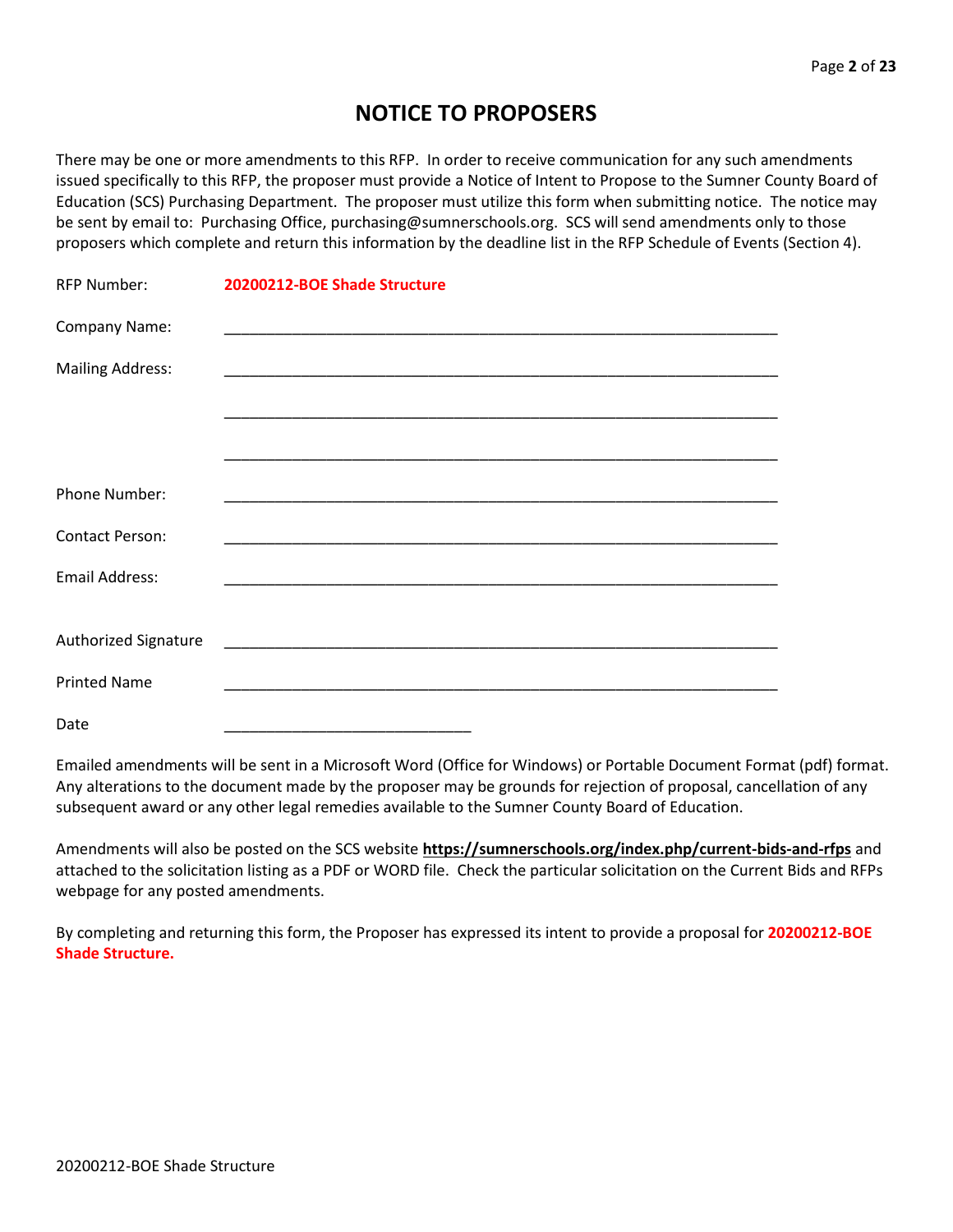# NOTICE TO PROPOSERS

There may be one or more amendments to this RFP. In order to receive communication for any such amendments issued specifically to this RFP, the proposer must provide a Notice of Intent to Propose to the Sumner County Board of Education (SCS) Purchasing Department. The proposer must utilize this form when submitting notice. The notice may be sent by email to: Purchasing Office, purchasing@sumnerschools.org. SCS will send amendments only to those proposers which complete and return this information by the deadline list in the RFP Schedule of Events (Section 4).

RFP Number: **20200212-BOE Shade Structure**

Company Name: ___________________________________________________________________

Mailing Address: ___________________________________________________________________

___________________________________________________________________

___________________________________________________________________

Phone Number: ___________________________________________________________________

Contact Person: ___________________________________________________________________

Email Address: ___________________________________________________________________

Authorized Signature ___________________________________________________________________

Printed Name ___________________________________________________________________

Date _____________________________

Emailed amendments will be sent in a Microsoft Word (Office for Windows) or Portable Document Format (pdf) format. Any alterations to the document made by the proposer may be grounds for rejection of proposal, cancellation of any subsequent award or any other legal remedies available to the Sumner County Board of Education.

Amendments will also be posted on the SCS website **https://sumnerschools.org/index.php/current-bids-and-rfps** and attached to the solicitation listing as a PDF or WORD file. Check the particular solicitation on the Current Bids and RFPs webpage for any posted amendments.

By completing and returning this form, the Proposer has expressed its intent to provide a proposal for **20200212-BOE Shade Structure.**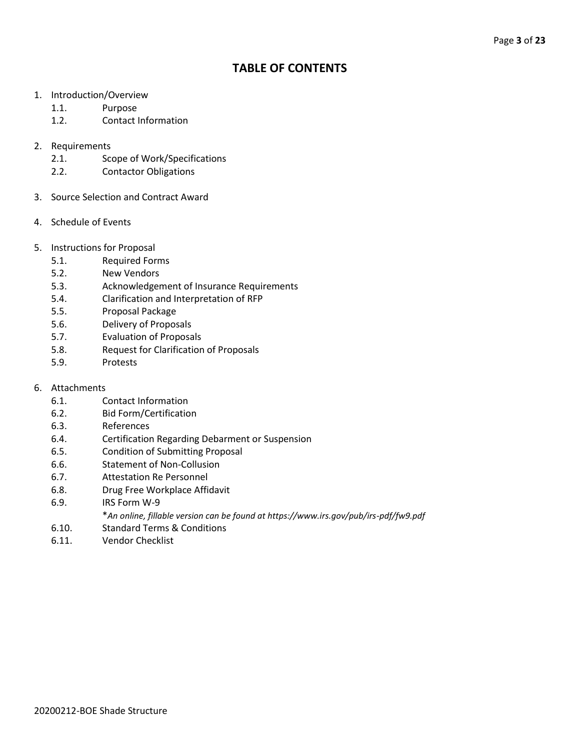# TABLE OF CONTENTS

1. Introduction/Overview
   - 1.1. Purpose
   - 1.2. Contact Information

2. Requirements
   - 2.1. Scope of Work/Specifications
   - 2.2. Contactor Obligations

3. Source Selection and Contract Award

4. Schedule of Events

5. Instructions for Proposal
   - 5.1. Required Forms
   - 5.2. New Vendors
   - 5.3. Acknowledgement of Insurance Requirements
   - 5.4. Clarification and Interpretation of RFP
   - 5.5. Proposal Package
   - 5.6. Delivery of Proposals
   - 5.7. Evaluation of Proposals
   - 5.8. Request for Clarification of Proposals
   - 5.9. Protests

6. Attachments
   - 6.1. Contact Information
   - 6.2. Bid Form/Certification
   - 6.3. References
   - 6.4. Certification Regarding Debarment or Suspension
   - 6.5. Condition of Submitting Proposal
   - 6.6. Statement of Non-Collusion
   - 6.7. Attestation Re Personnel
   - 6.8. Drug Free Workplace Affidavit
   - 6.9. IRS Form W-9
     
     **An online, fillable version can be found at https://www.irs.gov/pub/irs-pdf/fw9.pdf*
   - 6.10. Standard Terms & Conditions
   - 6.11. Vendor Checklist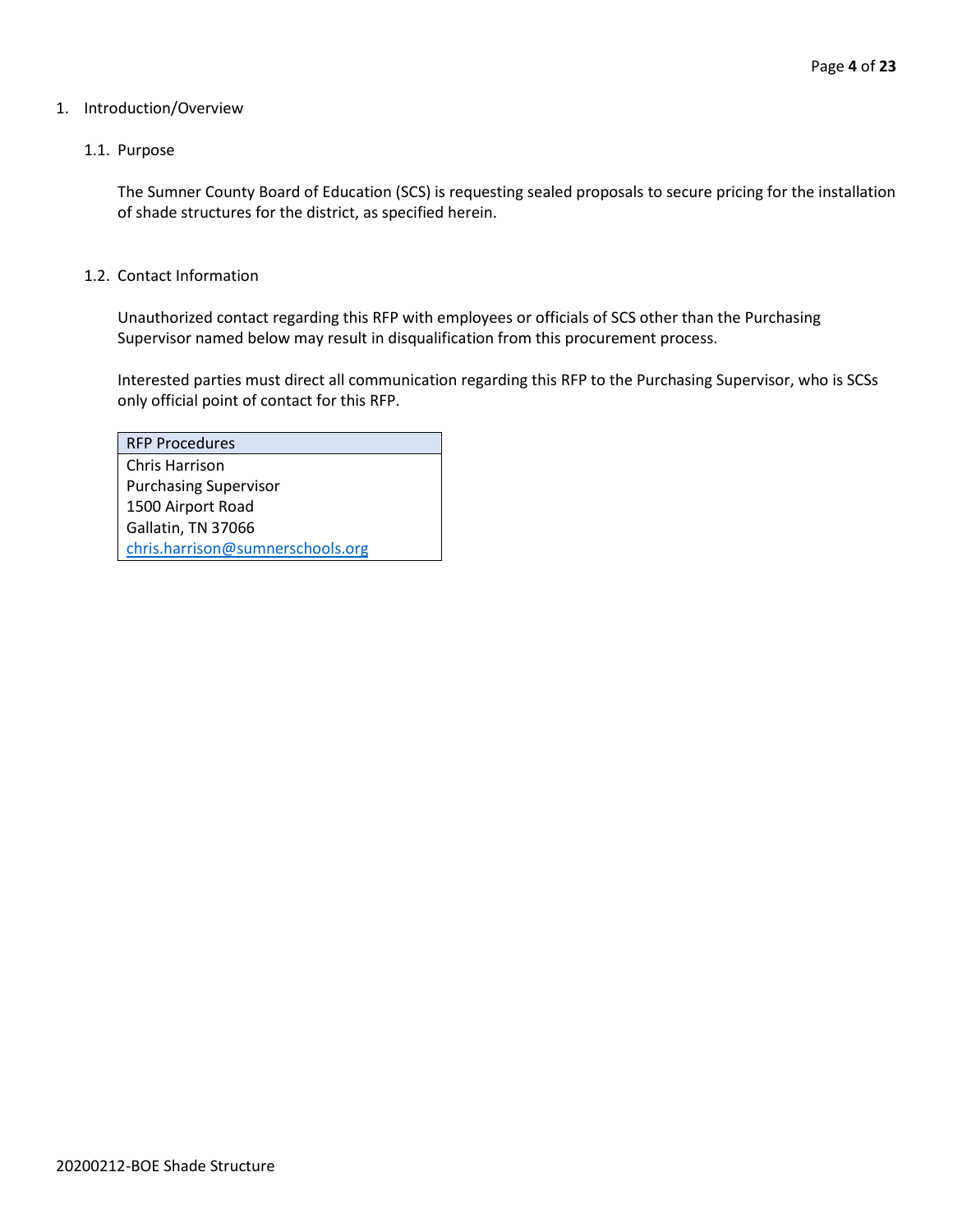# 1. Introduction/Overview

## 1.1. Purpose

The Sumner County Board of Education (SCS) is requesting sealed proposals to secure pricing for the installation of shade structures for the district, as specified herein.

## 1.2. Contact Information

Unauthorized contact regarding this RFP with employees or officials of SCS other than the Purchasing Supervisor named below may result in disqualification from this procurement process.

Interested parties must direct all communication regarding this RFP to the Purchasing Supervisor, who is SCSs only official point of contact for this RFP.

| RFP Procedures |
| --- |
| Chris Harrison<br>Purchasing Supervisor<br>1500 Airport Road<br>Gallatin, TN 37066<br>chris.harrison@sumnerschools.org |

20200212-BOE Shade Structure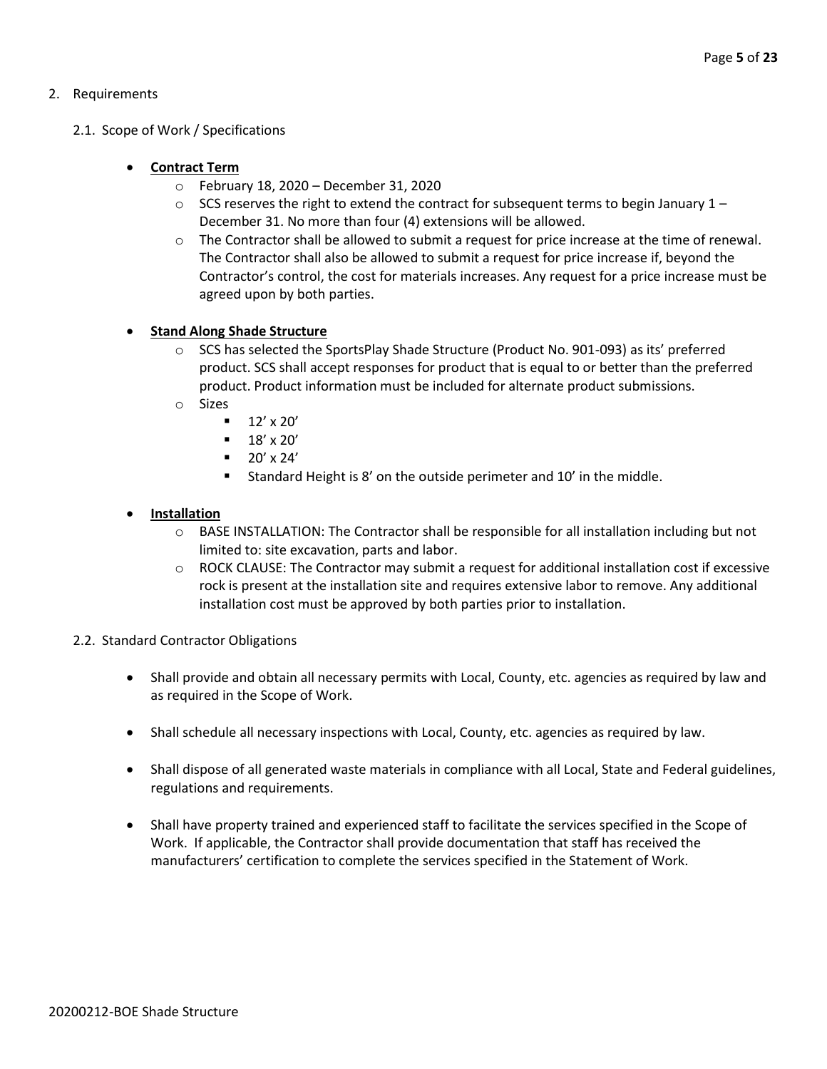2. Requirements

    2.1. Scope of Work / Specifications

    - **<u>Contract Term</u>**
        - February 18, 2020 – December 31, 2020
        - SCS reserves the right to extend the contract for subsequent terms to begin January 1 – December 31. No more than four (4) extensions will be allowed.
        - The Contractor shall be allowed to submit a request for price increase at the time of renewal. The Contractor shall also be allowed to submit a request for price increase if, beyond the Contractor's control, the cost for materials increases. Any request for a price increase must be agreed upon by both parties.

    - **<u>Stand Along Shade Structure</u>**
        - SCS has selected the SportsPlay Shade Structure (Product No. 901-093) as its' preferred product. SCS shall accept responses for product that is equal to or better than the preferred product. Product information must be included for alternate product submissions.
        - Sizes
            - 12' x 20'
            - 18' x 20'
            - 20' x 24'
            - Standard Height is 8' on the outside perimeter and 10' in the middle.

    - **<u>Installation</u>**
        - BASE INSTALLATION: The Contractor shall be responsible for all installation including but not limited to: site excavation, parts and labor.
        - ROCK CLAUSE: The Contractor may submit a request for additional installation cost if excessive rock is present at the installation site and requires extensive labor to remove. Any additional installation cost must be approved by both parties prior to installation.

    2.2. Standard Contractor Obligations

    - Shall provide and obtain all necessary permits with Local, County, etc. agencies as required by law and as required in the Scope of Work.

    - Shall schedule all necessary inspections with Local, County, etc. agencies as required by law.

    - Shall dispose of all generated waste materials in compliance with all Local, State and Federal guidelines, regulations and requirements.

    - Shall have property trained and experienced staff to facilitate the services specified in the Scope of Work. If applicable, the Contractor shall provide documentation that staff has received the manufacturers' certification to complete the services specified in the Statement of Work.

20200212-BOE Shade Structure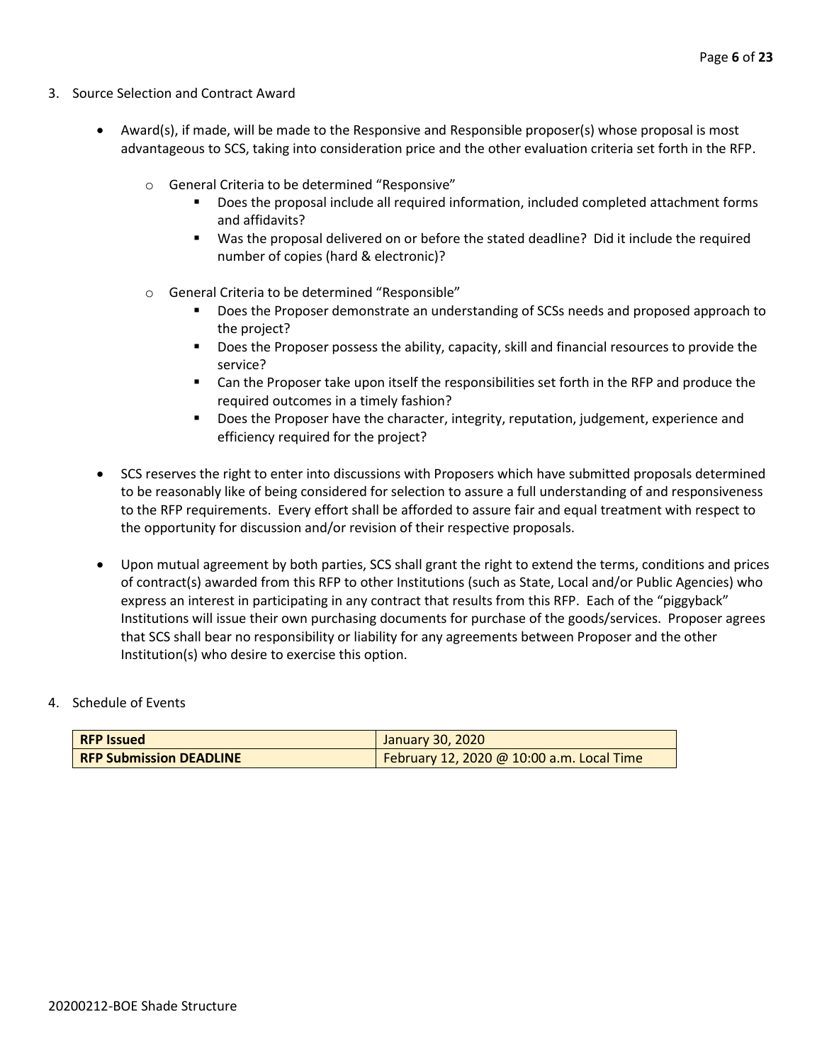3. Source Selection and Contract Award

- Award(s), if made, will be made to the Responsive and Responsible proposer(s) whose proposal is most advantageous to SCS, taking into consideration price and the other evaluation criteria set forth in the RFP.
    - General Criteria to be determined "Responsive"
        - Does the proposal include all required information, included completed attachment forms and affidavits?
        - Was the proposal delivered on or before the stated deadline? Did it include the required number of copies (hard & electronic)?
    - General Criteria to be determined "Responsible"
        - Does the Proposer demonstrate an understanding of SCSs needs and proposed approach to the project?
        - Does the Proposer possess the ability, capacity, skill and financial resources to provide the service?
        - Can the Proposer take upon itself the responsibilities set forth in the RFP and produce the required outcomes in a timely fashion?
        - Does the Proposer have the character, integrity, reputation, judgement, experience and efficiency required for the project?
- SCS reserves the right to enter into discussions with Proposers which have submitted proposals determined to be reasonably like of being considered for selection to assure a full understanding of and responsiveness to the RFP requirements. Every effort shall be afforded to assure fair and equal treatment with respect to the opportunity for discussion and/or revision of their respective proposals.
- Upon mutual agreement by both parties, SCS shall grant the right to extend the terms, conditions and prices of contract(s) awarded from this RFP to other Institutions (such as State, Local and/or Public Agencies) who express an interest in participating in any contract that results from this RFP. Each of the "piggyback" Institutions will issue their own purchasing documents for purchase of the goods/services. Proposer agrees that SCS shall bear no responsibility or liability for any agreements between Proposer and the other Institution(s) who desire to exercise this option.

4. Schedule of Events

| **RFP Issued** | January 30, 2020 |
|---|---|
| **RFP Submission DEADLINE** | February 12, 2020 @ 10:00 a.m. Local Time |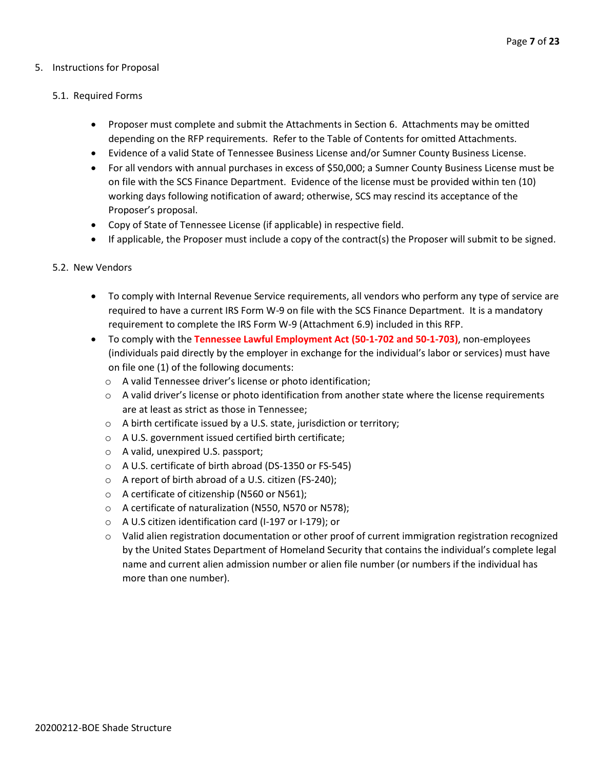## 5. Instructions for Proposal

### 5.1. Required Forms

- Proposer must complete and submit the Attachments in Section 6. Attachments may be omitted depending on the RFP requirements. Refer to the Table of Contents for omitted Attachments.
- Evidence of a valid State of Tennessee Business License and/or Sumner County Business License.
- For all vendors with annual purchases in excess of $50,000; a Sumner County Business License must be on file with the SCS Finance Department. Evidence of the license must be provided within ten (10) working days following notification of award; otherwise, SCS may rescind its acceptance of the Proposer's proposal.
- Copy of State of Tennessee License (if applicable) in respective field.
- If applicable, the Proposer must include a copy of the contract(s) the Proposer will submit to be signed.

### 5.2. New Vendors

- To comply with Internal Revenue Service requirements, all vendors who perform any type of service are required to have a current IRS Form W-9 on file with the SCS Finance Department. It is a mandatory requirement to complete the IRS Form W-9 (Attachment 6.9) included in this RFP.
- To comply with the **Tennessee Lawful Employment Act (50-1-702 and 50-1-703)**, non-employees (individuals paid directly by the employer in exchange for the individual's labor or services) must have on file one (1) of the following documents:
  - A valid Tennessee driver's license or photo identification;
  - A valid driver's license or photo identification from another state where the license requirements are at least as strict as those in Tennessee;
  - A birth certificate issued by a U.S. state, jurisdiction or territory;
  - A U.S. government issued certified birth certificate;
  - A valid, unexpired U.S. passport;
  - A U.S. certificate of birth abroad (DS-1350 or FS-545)
  - A report of birth abroad of a U.S. citizen (FS-240);
  - A certificate of citizenship (N560 or N561);
  - A certificate of naturalization (N550, N570 or N578);
  - A U.S citizen identification card (I-197 or I-179); or
  - Valid alien registration documentation or other proof of current immigration registration recognized by the United States Department of Homeland Security that contains the individual's complete legal name and current alien admission number or alien file number (or numbers if the individual has more than one number).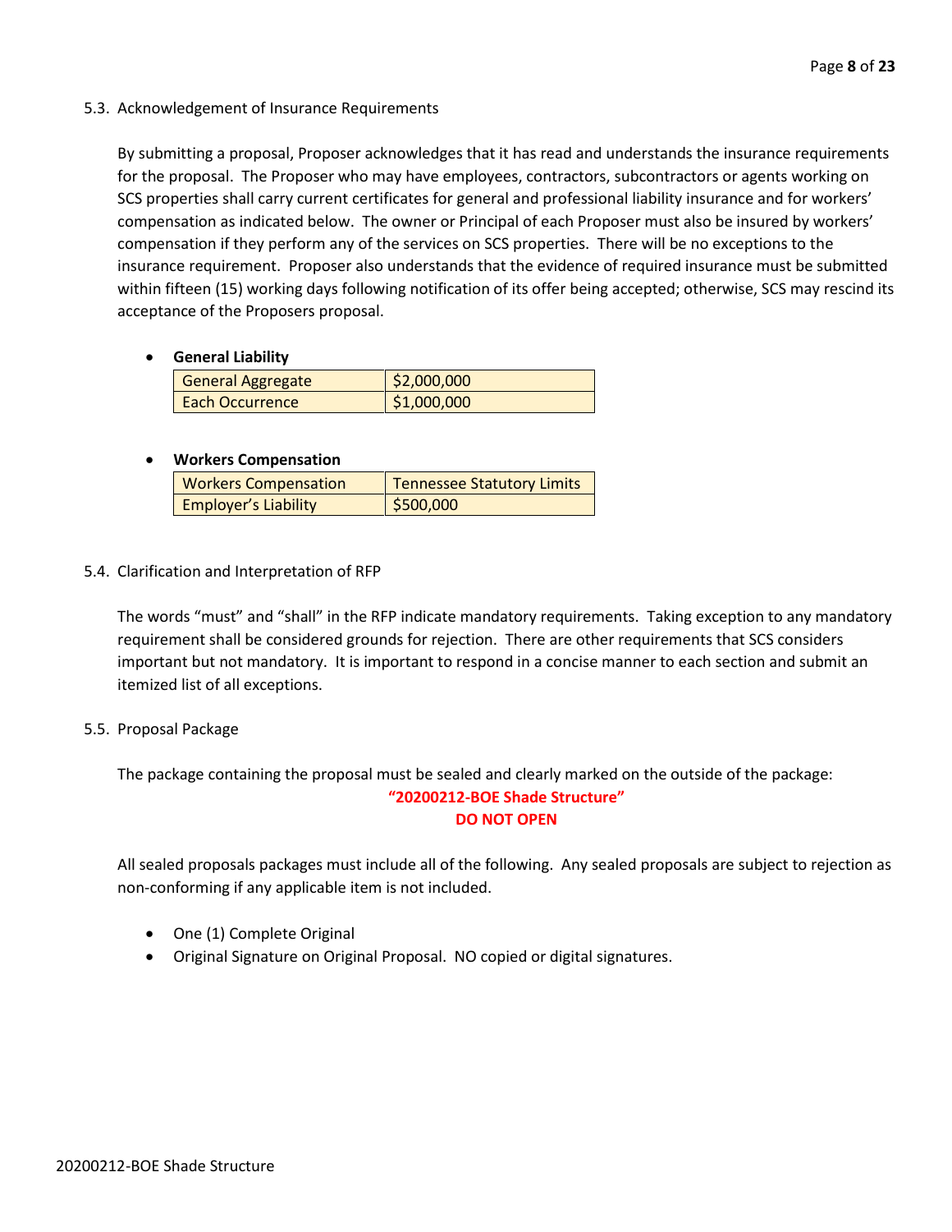### 5.3. Acknowledgement of Insurance Requirements

By submitting a proposal, Proposer acknowledges that it has read and understands the insurance requirements for the proposal. The Proposer who may have employees, contractors, subcontractors or agents working on SCS properties shall carry current certificates for general and professional liability insurance and for workers' compensation as indicated below. The owner or Principal of each Proposer must also be insured by workers' compensation if they perform any of the services on SCS properties. There will be no exceptions to the insurance requirement. Proposer also understands that the evidence of required insurance must be submitted within fifteen (15) working days following notification of its offer being accepted; otherwise, SCS may rescind its acceptance of the Proposers proposal.

- **General Liability**

| General Aggregate | $2,000,000 |
|---|---|
| Each Occurrence | $1,000,000 |

- **Workers Compensation**

| Workers Compensation | Tennessee Statutory Limits |
|---|---|
| Employer's Liability | $500,000 |

### 5.4. Clarification and Interpretation of RFP

The words "must" and "shall" in the RFP indicate mandatory requirements. Taking exception to any mandatory requirement shall be considered grounds for rejection. There are other requirements that SCS considers important but not mandatory. It is important to respond in a concise manner to each section and submit an itemized list of all exceptions.

### 5.5. Proposal Package

The package containing the proposal must be sealed and clearly marked on the outside of the package:

**"20200212-BOE Shade Structure"**
**DO NOT OPEN**

All sealed proposals packages must include all of the following. Any sealed proposals are subject to rejection as non-conforming if any applicable item is not included.

- One (1) Complete Original
- Original Signature on Original Proposal. NO copied or digital signatures.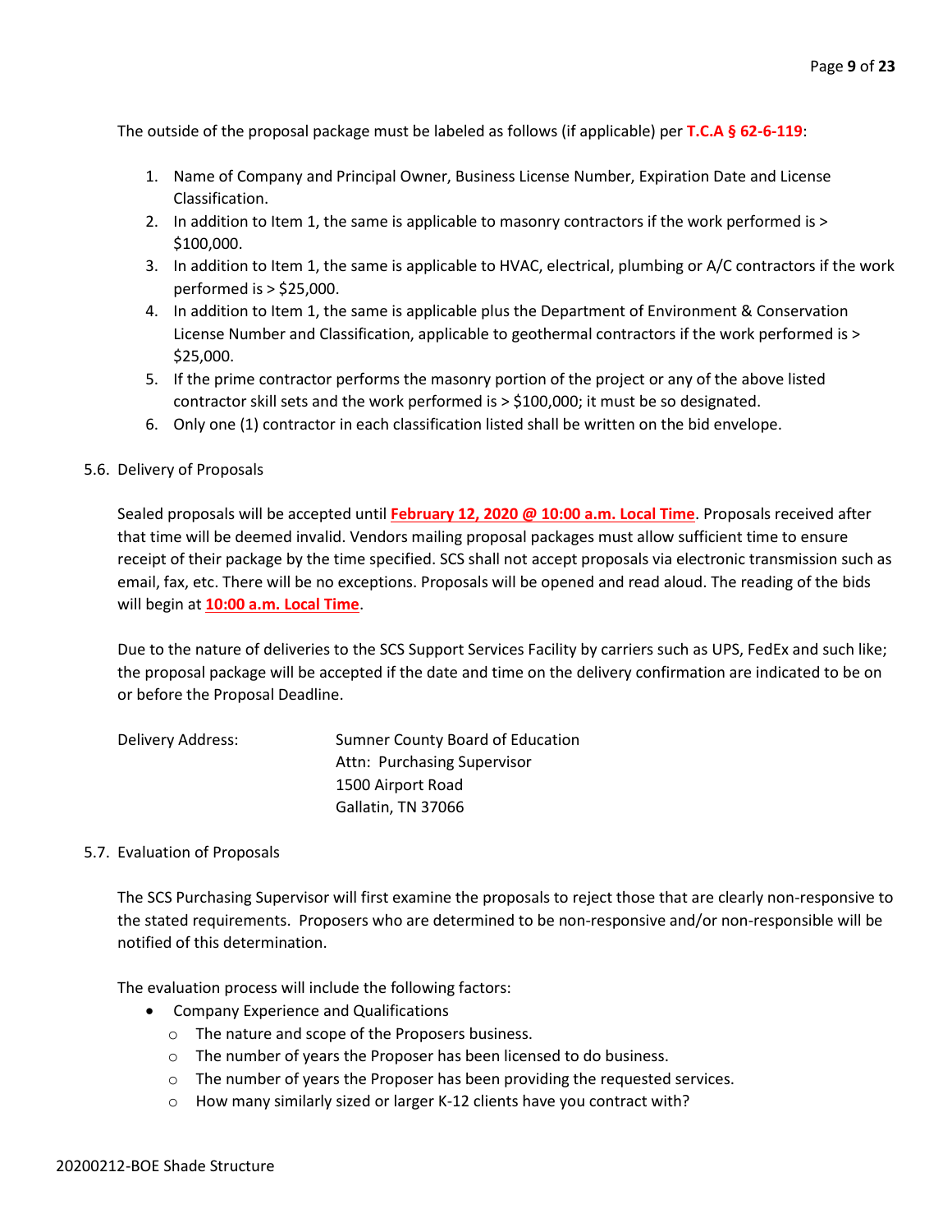The outside of the proposal package must be labeled as follows (if applicable) per **T.C.A § 62-6-119**:

1. Name of Company and Principal Owner, Business License Number, Expiration Date and License Classification.
2. In addition to Item 1, the same is applicable to masonry contractors if the work performed is > $100,000.
3. In addition to Item 1, the same is applicable to HVAC, electrical, plumbing or A/C contractors if the work performed is > $25,000.
4. In addition to Item 1, the same is applicable plus the Department of Environment & Conservation License Number and Classification, applicable to geothermal contractors if the work performed is > $25,000.
5. If the prime contractor performs the masonry portion of the project or any of the above listed contractor skill sets and the work performed is > $100,000; it must be so designated.
6. Only one (1) contractor in each classification listed shall be written on the bid envelope.

5.6. Delivery of Proposals

Sealed proposals will be accepted until **February 12, 2020 @ 10:00 a.m. Local Time**. Proposals received after that time will be deemed invalid. Vendors mailing proposal packages must allow sufficient time to ensure receipt of their package by the time specified. SCS shall not accept proposals via electronic transmission such as email, fax, etc. There will be no exceptions. Proposals will be opened and read aloud. The reading of the bids will begin at **10:00 a.m. Local Time**.

Due to the nature of deliveries to the SCS Support Services Facility by carriers such as UPS, FedEx and such like; the proposal package will be accepted if the date and time on the delivery confirmation are indicated to be on or before the Proposal Deadline.

Delivery Address:

Sumner County Board of Education
Attn: Purchasing Supervisor
1500 Airport Road
Gallatin, TN 37066

5.7. Evaluation of Proposals

The SCS Purchasing Supervisor will first examine the proposals to reject those that are clearly non-responsive to the stated requirements. Proposers who are determined to be non-responsive and/or non-responsible will be notified of this determination.

The evaluation process will include the following factors:

- Company Experience and Qualifications
    - The nature and scope of the Proposers business.
    - The number of years the Proposer has been licensed to do business.
    - The number of years the Proposer has been providing the requested services.
    - How many similarly sized or larger K-12 clients have you contract with?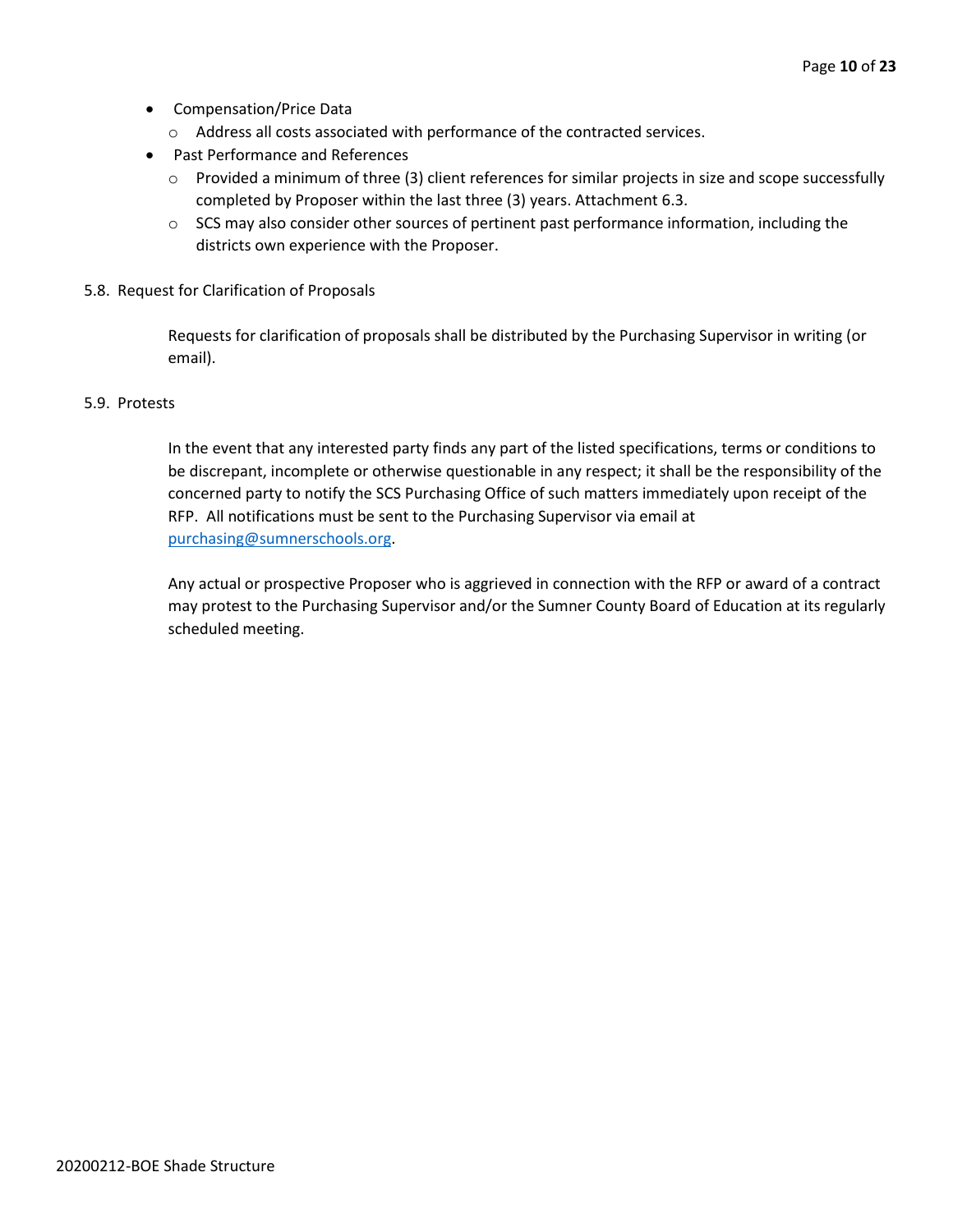- Compensation/Price Data
  - Address all costs associated with performance of the contracted services.
- Past Performance and References
  - Provided a minimum of three (3) client references for similar projects in size and scope successfully completed by Proposer within the last three (3) years. Attachment 6.3.
  - SCS may also consider other sources of pertinent past performance information, including the districts own experience with the Proposer.

5.8. Request for Clarification of Proposals

Requests for clarification of proposals shall be distributed by the Purchasing Supervisor in writing (or email).

5.9. Protests

In the event that any interested party finds any part of the listed specifications, terms or conditions to be discrepant, incomplete or otherwise questionable in any respect; it shall be the responsibility of the concerned party to notify the SCS Purchasing Office of such matters immediately upon receipt of the RFP. All notifications must be sent to the Purchasing Supervisor via email at purchasing@sumnerschools.org.

Any actual or prospective Proposer who is aggrieved in connection with the RFP or award of a contract may protest to the Purchasing Supervisor and/or the Sumner County Board of Education at its regularly scheduled meeting.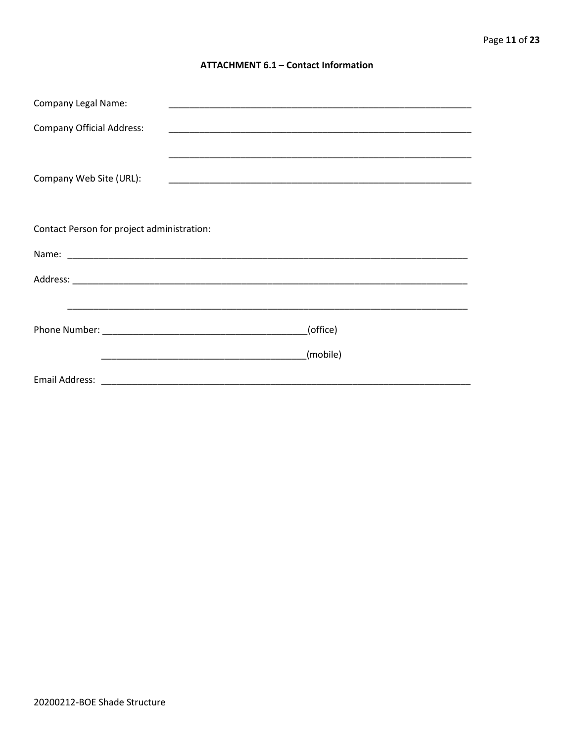## ATTACHMENT 6.1 – Contact Information

Company Legal Name: ____________________________________________________________

Company Official Address: ____________________________________________________________

____________________________________________________________

Company Web Site (URL): ____________________________________________________________

Contact Person for project administration:

Name: ________________________________________________________________________________

Address: ______________________________________________________________________________

______________________________________________________________________________

Phone Number: ________________________________________(office)

________________________________________(mobile)

Email Address: __________________________________________________________________________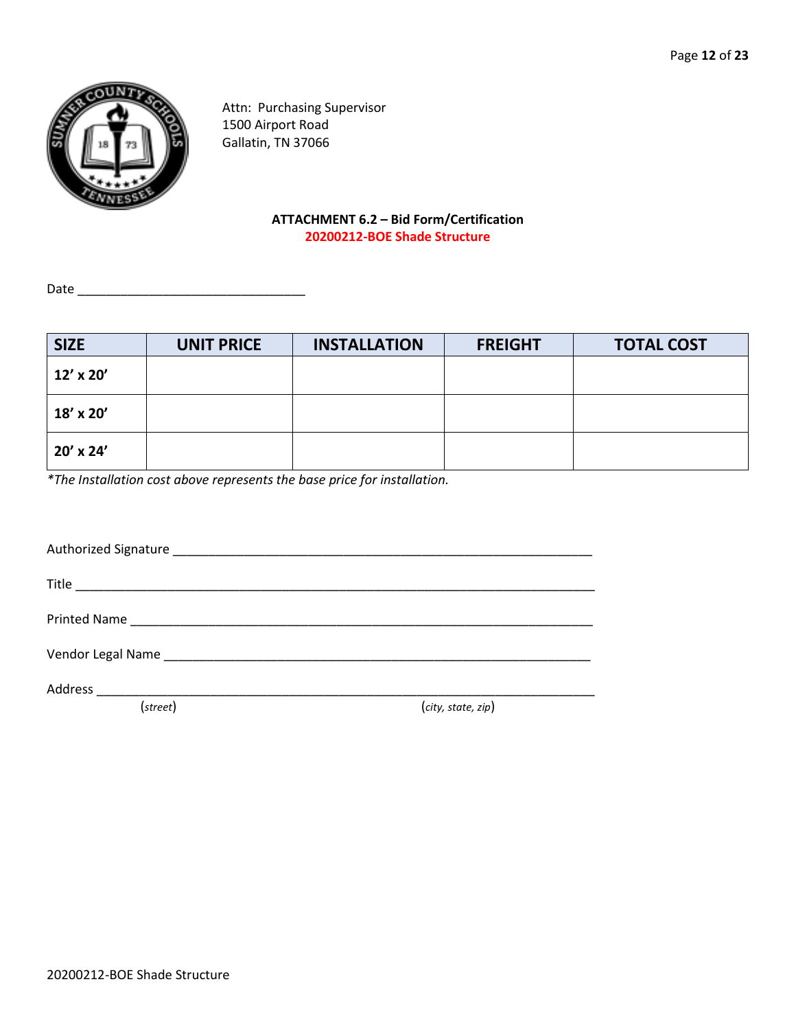Attn: Purchasing Supervisor
1500 Airport Road
Gallatin, TN 37066

**ATTACHMENT 6.2 – Bid Form/Certification**
**20200212-BOE Shade Structure**

Date ________________________________

| SIZE | UNIT PRICE | INSTALLATION | FREIGHT | TOTAL COST |
|---|---|---|---|---|
| **12’ x 20’** | | | | |
| **18’ x 20’** | | | | |
| **20’ x 24’** | | | | |

*\*The Installation cost above represents the base price for installation.*

Authorized Signature ____________________________________________________________

Title __________________________________________________________________________

Printed Name ___________________________________________________________________

Vendor Legal Name ______________________________________________________________

Address ________________________________________________________________________
(*street*) (*city, state, zip*)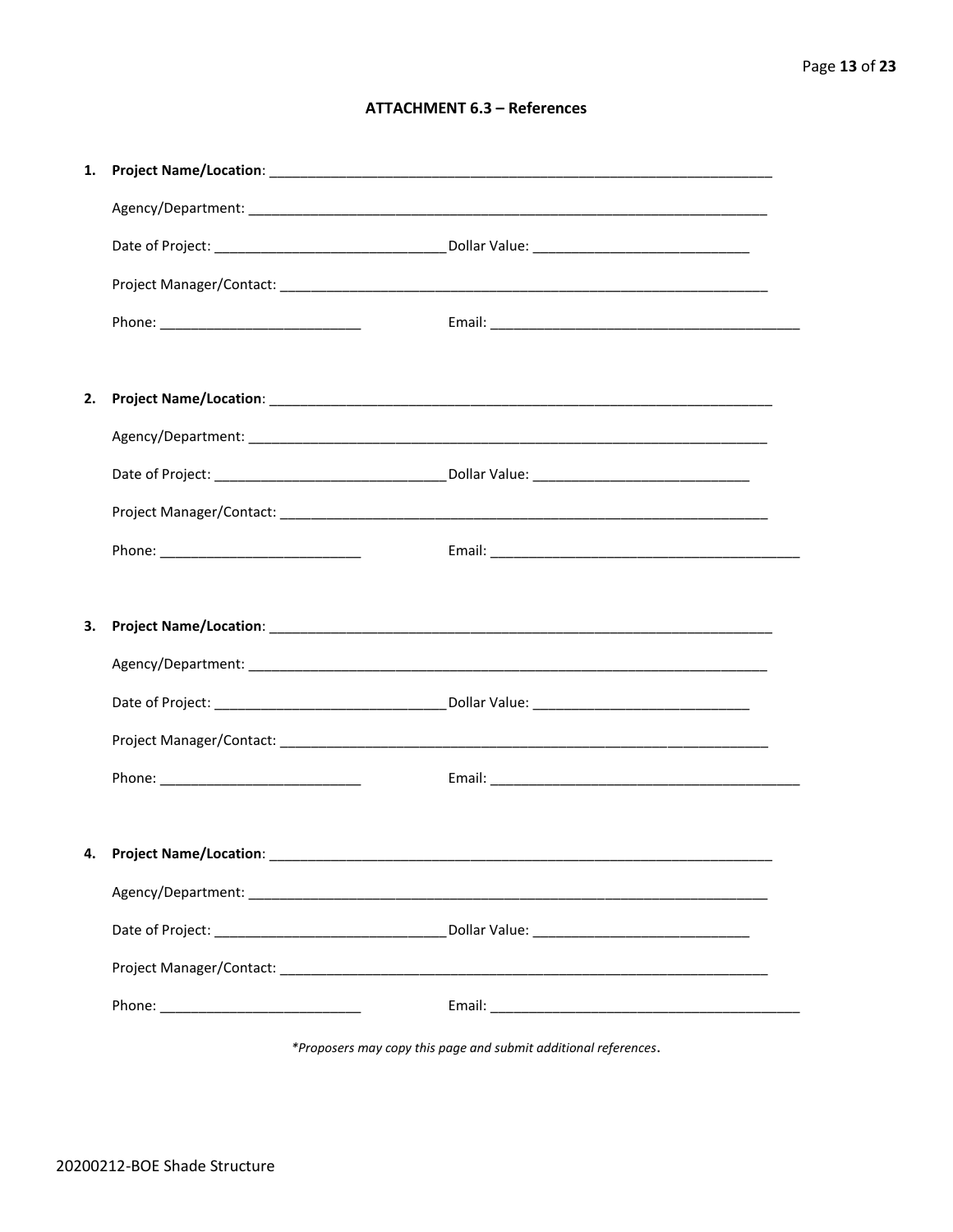## ATTACHMENT 6.3 – References

1. **Project Name/Location**: ______________________________________________________________________

   Agency/Department: ______________________________________________________________________

   Date of Project: ______________________________ Dollar Value: ____________________________

   Project Manager/Contact: _________________________________________________________________

   Phone: ___________________________ Email: __________________________________________

2. **Project Name/Location**: ______________________________________________________________________

   Agency/Department: ______________________________________________________________________

   Date of Project: ______________________________ Dollar Value: ____________________________

   Project Manager/Contact: _________________________________________________________________

   Phone: ___________________________ Email: __________________________________________

3. **Project Name/Location**: ______________________________________________________________________

   Agency/Department: ______________________________________________________________________

   Date of Project: ______________________________ Dollar Value: ____________________________

   Project Manager/Contact: _________________________________________________________________

   Phone: ___________________________ Email: __________________________________________

4. **Project Name/Location**: ______________________________________________________________________

   Agency/Department: ______________________________________________________________________

   Date of Project: ______________________________ Dollar Value: ____________________________

   Project Manager/Contact: _________________________________________________________________

   Phone: ___________________________ Email: __________________________________________

*\*Proposers may copy this page and submit additional references*.

20200212-BOE Shade Structure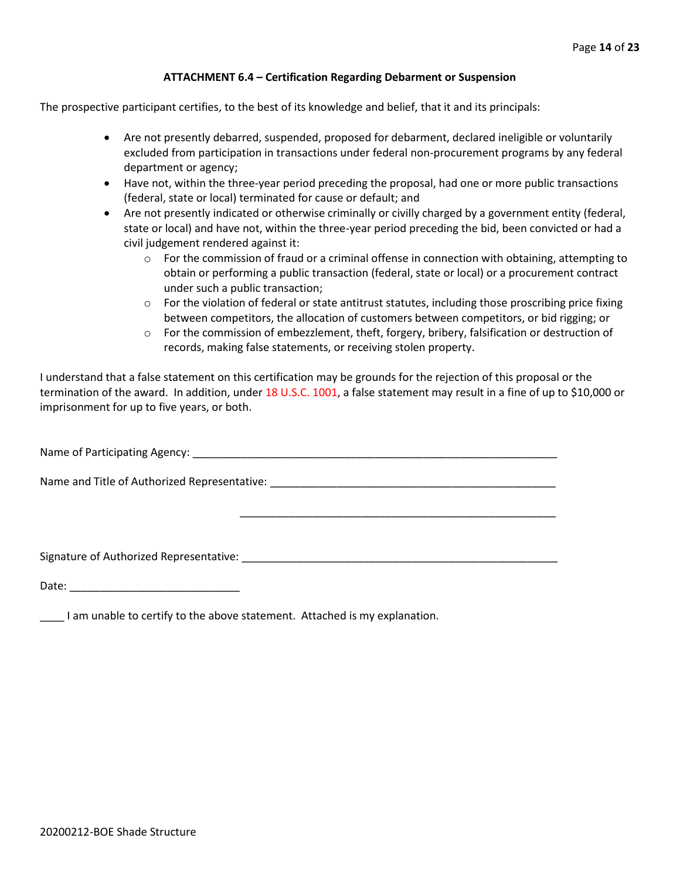### ATTACHMENT 6.4 – Certification Regarding Debarment or Suspension

The prospective participant certifies, to the best of its knowledge and belief, that it and its principals:

- Are not presently debarred, suspended, proposed for debarment, declared ineligible or voluntarily excluded from participation in transactions under federal non-procurement programs by any federal department or agency;
- Have not, within the three-year period preceding the proposal, had one or more public transactions (federal, state or local) terminated for cause or default; and
- Are not presently indicated or otherwise criminally or civilly charged by a government entity (federal, state or local) and have not, within the three-year period preceding the bid, been convicted or had a civil judgement rendered against it:
  - For the commission of fraud or a criminal offense in connection with obtaining, attempting to obtain or performing a public transaction (federal, state or local) or a procurement contract under such a public transaction;
  - For the violation of federal or state antitrust statutes, including those proscribing price fixing between competitors, the allocation of customers between competitors, or bid rigging; or
  - For the commission of embezzlement, theft, forgery, bribery, falsification or destruction of records, making false statements, or receiving stolen property.

I understand that a false statement on this certification may be grounds for the rejection of this proposal or the termination of the award. In addition, under 18 U.S.C. 1001, a false statement may result in a fine of up to $10,000 or imprisonment for up to five years, or both.

Name of Participating Agency: ______________________________________________________________

Name and Title of Authorized Representative: ___________________________________________________

______________________________________________________

Signature of Authorized Representative: ______________________________________________________

Date: ____________________________

____ I am unable to certify to the above statement. Attached is my explanation.

20200212-BOE Shade Structure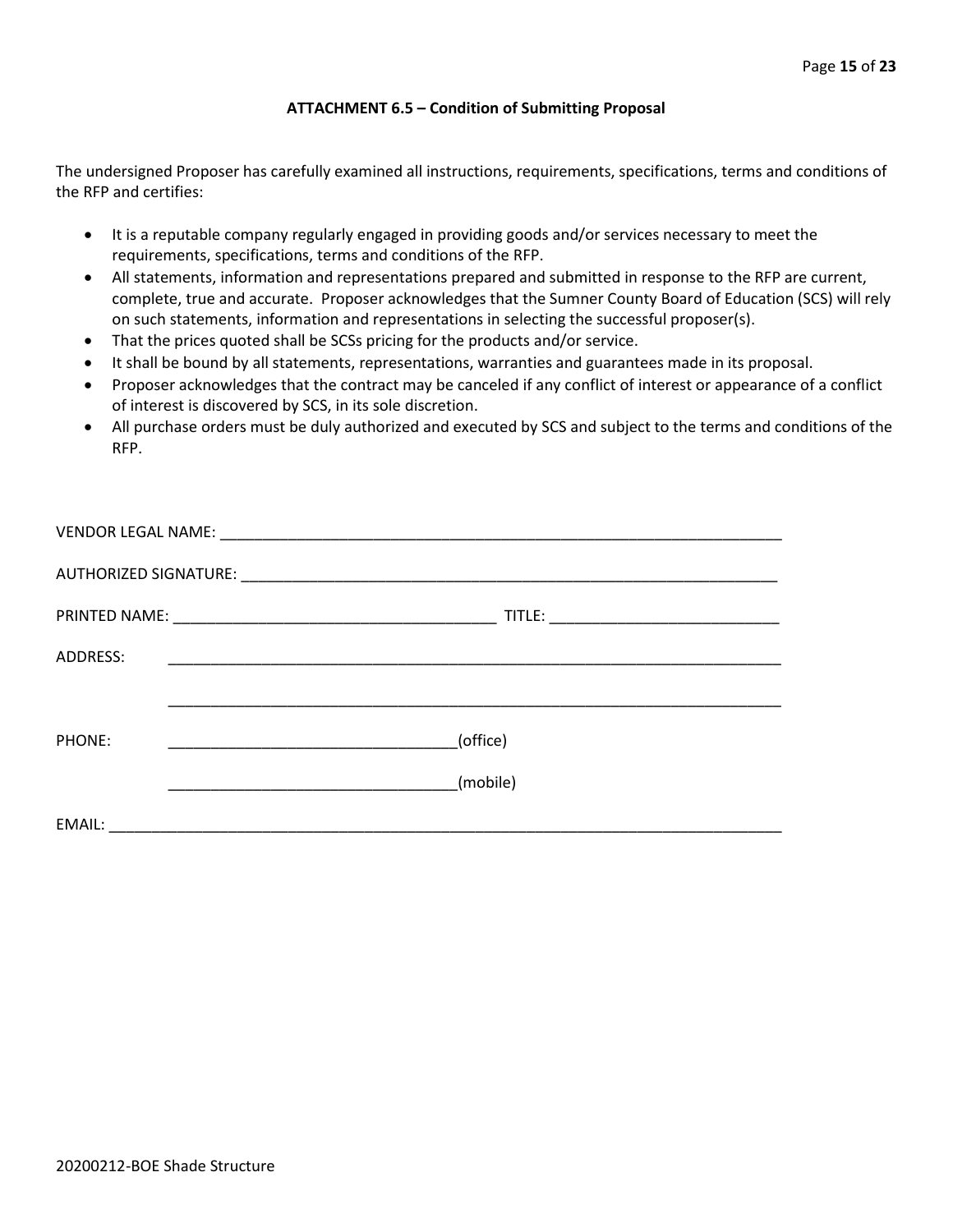### ATTACHMENT 6.5 – Condition of Submitting Proposal

The undersigned Proposer has carefully examined all instructions, requirements, specifications, terms and conditions of the RFP and certifies:

- It is a reputable company regularly engaged in providing goods and/or services necessary to meet the requirements, specifications, terms and conditions of the RFP.
- All statements, information and representations prepared and submitted in response to the RFP are current, complete, true and accurate. Proposer acknowledges that the Sumner County Board of Education (SCS) will rely on such statements, information and representations in selecting the successful proposer(s).
- That the prices quoted shall be SCSs pricing for the products and/or service.
- It shall be bound by all statements, representations, warranties and guarantees made in its proposal.
- Proposer acknowledges that the contract may be canceled if any conflict of interest or appearance of a conflict of interest is discovered by SCS, in its sole discretion.
- All purchase orders must be duly authorized and executed by SCS and subject to the terms and conditions of the RFP.

VENDOR LEGAL NAME: ____________________________________________________________________

AUTHORIZED SIGNATURE: ________________________________________________________________

PRINTED NAME: ______________________________________ TITLE: ___________________________

ADDRESS: ____________________________________________________________________________

____________________________________________________________________________

PHONE: _________________________________(office)

_________________________________(mobile)

EMAIL: ______________________________________________________________________________

20200212-BOE Shade Structure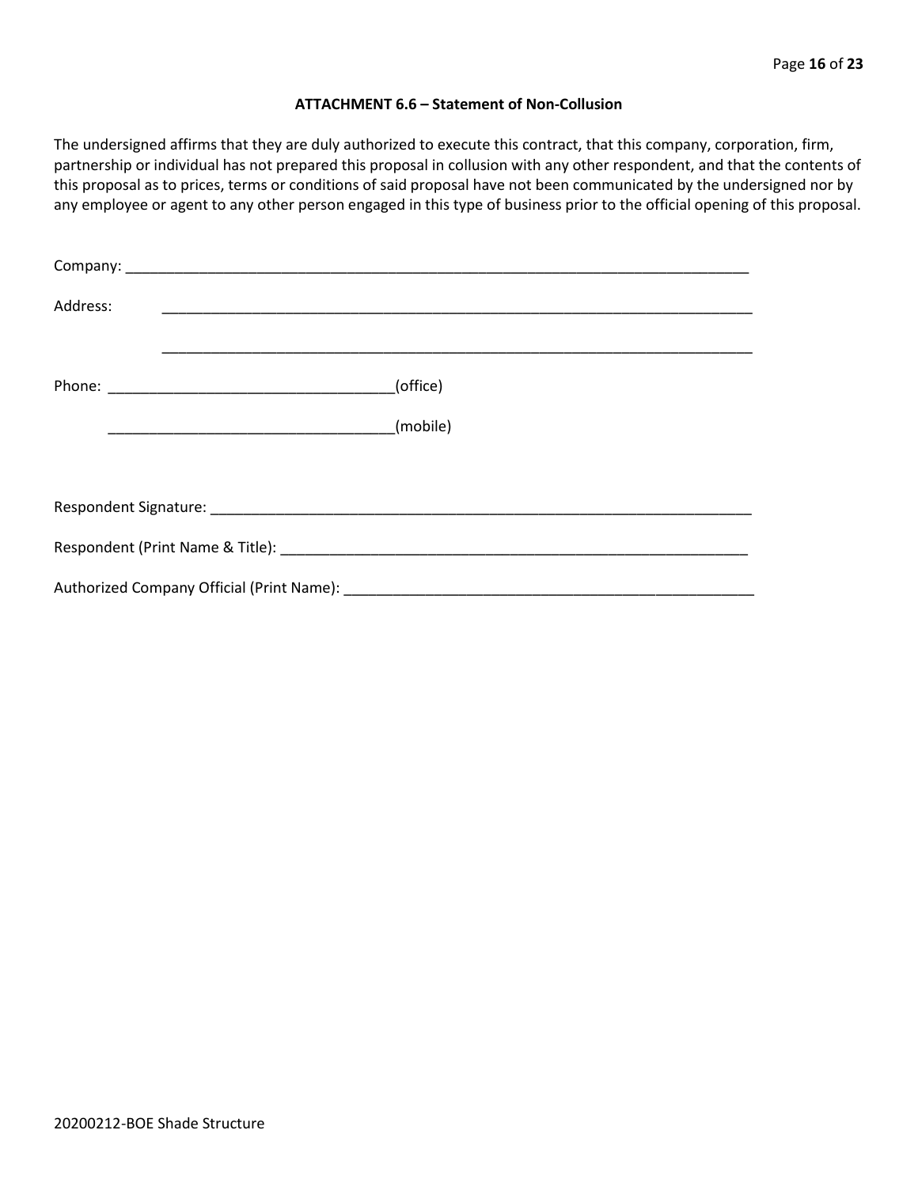**ATTACHMENT 6.6 – Statement of Non-Collusion**

The undersigned affirms that they are duly authorized to execute this contract, that this company, corporation, firm, partnership or individual has not prepared this proposal in collusion with any other respondent, and that the contents of this proposal as to prices, terms or conditions of said proposal have not been communicated by the undersigned nor by any employee or agent to any other person engaged in this type of business prior to the official opening of this proposal.

Company: ___________________________________________________________________________

Address: ___________________________________________________________________________

___________________________________________________________________________

Phone: ___________________________________(office)

___________________________________(mobile)

Respondent Signature: ___________________________________________________________________

Respondent (Print Name & Title): ______________________________________________________

Authorized Company Official (Print Name): _______________________________________________

20200212-BOE Shade Structure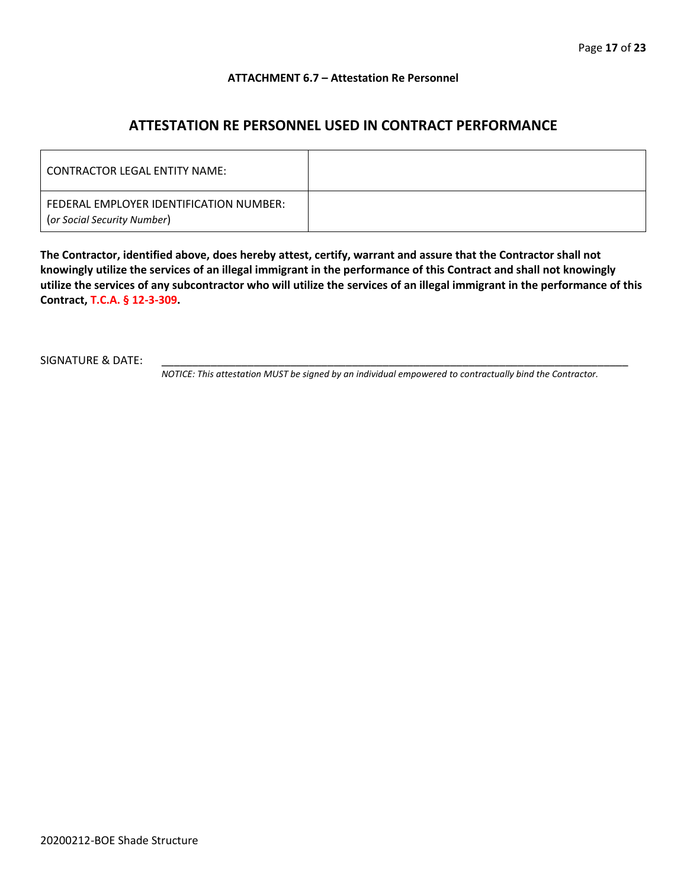**ATTACHMENT 6.7 – Attestation Re Personnel**

## ATTESTATION RE PERSONNEL USED IN CONTRACT PERFORMANCE

| CONTRACTOR LEGAL ENTITY NAME: | |
|---|---|
| FEDERAL EMPLOYER IDENTIFICATION NUMBER: (*or Social Security Number*) | |

**The Contractor, identified above, does hereby attest, certify, warrant and assure that the Contractor shall not knowingly utilize the services of an illegal immigrant in the performance of this Contract and shall not knowingly utilize the services of any subcontractor who will utilize the services of an illegal immigrant in the performance of this Contract, T.C.A. § 12-3-309.**

SIGNATURE & DATE: ___________________________________________________________________________

*NOTICE: This attestation MUST be signed by an individual empowered to contractually bind the Contractor.*

20200212-BOE Shade Structure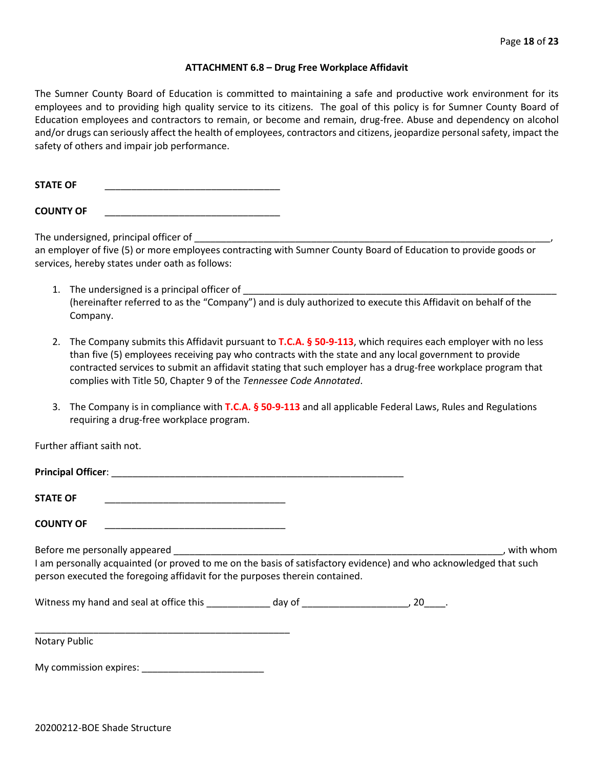### ATTACHMENT 6.8 – Drug Free Workplace Affidavit

The Sumner County Board of Education is committed to maintaining a safe and productive work environment for its employees and to providing high quality service to its citizens. The goal of this policy is for Sumner County Board of Education employees and contractors to remain, or become and remain, drug-free. Abuse and dependency on alcohol and/or drugs can seriously affect the health of employees, contractors and citizens, jeopardize personal safety, impact the safety of others and impair job performance.

**STATE OF** ________________________________

**COUNTY OF** ________________________________

The undersigned, principal officer of ____________________________________________________________________, an employer of five (5) or more employees contracting with Sumner County Board of Education to provide goods or services, hereby states under oath as follows:

1. The undersigned is a principal officer of ____________________________________________________________ (hereinafter referred to as the "Company") and is duly authorized to execute this Affidavit on behalf of the Company.

2. The Company submits this Affidavit pursuant to **T.C.A. § 50-9-113**, which requires each employer with no less than five (5) employees receiving pay who contracts with the state and any local government to provide contracted services to submit an affidavit stating that such employer has a drug-free workplace program that complies with Title 50, Chapter 9 of the *Tennessee Code Annotated*.

3. The Company is in compliance with **T.C.A. § 50-9-113** and all applicable Federal Laws, Rules and Regulations requiring a drug-free workplace program.

Further affiant saith not.

**Principal Officer**: ______________________________________________________

**STATE OF** __________________________________

**COUNTY OF** __________________________________

Before me personally appeared ______________________________________________________________, with whom I am personally acquainted (or proved to me on the basis of satisfactory evidence) and who acknowledged that such person executed the foregoing affidavit for the purposes therein contained.

Witness my hand and seal at office this ____________ day of ____________________, 20____.

________________________________________________

Notary Public

My commission expires: _______________________

20200212-BOE Shade Structure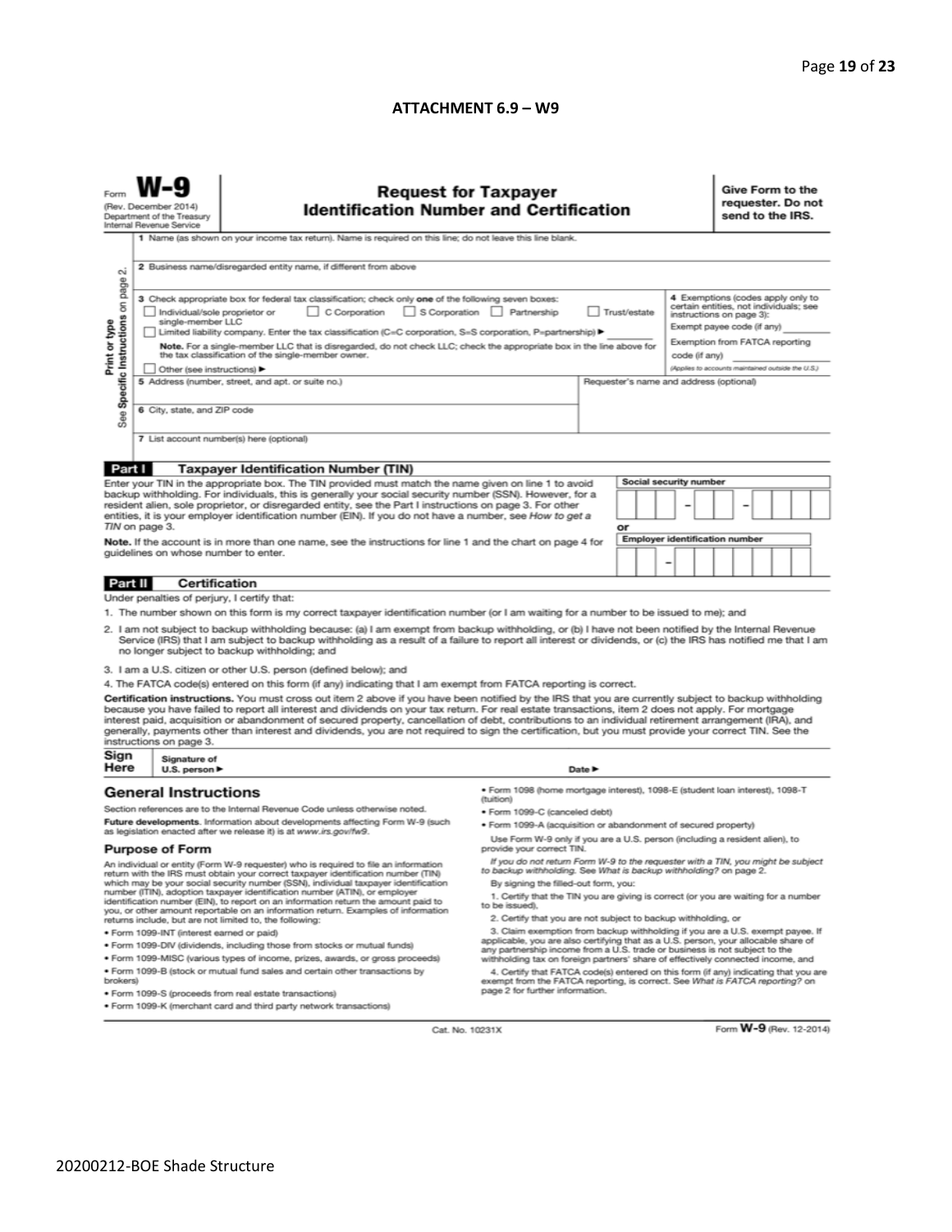## ATTACHMENT 6.9 – W9

Form **W-9**
(Rev. December 2014)
Department of the Treasury
Internal Revenue Service

# Request for Taxpayer Identification Number and Certification

**Give Form to the requester. Do not send to the IRS.**

Print or type
See Specific Instructions on page 2.

1 Name (as shown on your income tax return). Name is required on this line; do not leave this line blank.

2 Business name/disregarded entity name, if different from above

3 Check appropriate box for federal tax classification; check only **one** of the following seven boxes:

☐ Individual/sole proprietor or single-member LLC ☐ C Corporation ☐ S Corporation ☐ Partnership ☐ Trust/estate

☐ Limited liability company. Enter the tax classification (C=C corporation, S=S corporation, P=partnership) ► ________

**Note.** For a single-member LLC that is disregarded, do not check LLC; check the appropriate box in the line above for the tax classification of the single-member owner.

☐ Other (see instructions) ►

4 Exemptions (codes apply only to certain entities, not individuals; see instructions on page 3):

Exempt payee code (if any) ________

Exemption from FATCA reporting code (if any) ________

*(Applies to accounts maintained outside the U.S.)*

5 Address (number, street, and apt. or suite no.)

Requester's name and address (optional)

6 City, state, and ZIP code

7 List account number(s) here (optional)

## Part I Taxpayer Identification Number (TIN)

Enter your TIN in the appropriate box. The TIN provided must match the name given on line 1 to avoid backup withholding. For individuals, this is generally your social security number (SSN). However, for a resident alien, sole proprietor, or disregarded entity, see the Part I instructions on page 3. For other entities, it is your employer identification number (EIN). If you do not have a number, see *How to get a TIN* on page 3.

**Note.** If the account is in more than one name, see the instructions for line 1 and the chart on page 4 for guidelines on whose number to enter.

Social security number

[ ][ ][ ] – [ ][ ] – [ ][ ][ ][ ]

or

Employer identification number

[ ][ ] – [ ][ ][ ][ ][ ][ ][ ]

## Part II Certification

Under penalties of perjury, I certify that:

1. The number shown on this form is my correct taxpayer identification number (or I am waiting for a number to be issued to me); and
2. I am not subject to backup withholding because: (a) I am exempt from backup withholding, or (b) I have not been notified by the Internal Revenue Service (IRS) that I am subject to backup withholding as a result of a failure to report all interest or dividends, or (c) the IRS has notified me that I am no longer subject to backup withholding; and
3. I am a U.S. citizen or other U.S. person (defined below); and
4. The FATCA code(s) entered on this form (if any) indicating that I am exempt from FATCA reporting is correct.

**Certification instructions.** You must cross out item 2 above if you have been notified by the IRS that you are currently subject to backup withholding because you have failed to report all interest and dividends on your tax return. For real estate transactions, item 2 does not apply. For mortgage interest paid, acquisition or abandonment of secured property, cancellation of debt, contributions to an individual retirement arrangement (IRA), and generally, payments other than interest and dividends, you are not required to sign the certification, but you must provide your correct TIN. See the instructions on page 3.

**Sign Here** Signature of U.S. person ► Date ►

## General Instructions

Section references are to the Internal Revenue Code unless otherwise noted.

**Future developments.** Information about developments affecting Form W-9 (such as legislation enacted after we release it) is at *www.irs.gov/fw9*.

### Purpose of Form

An individual or entity (Form W-9 requester) who is required to file an information return with the IRS must obtain your correct taxpayer identification number (TIN) which may be your social security number (SSN), individual taxpayer identification number (ITIN), adoption taxpayer identification number (ATIN), or employer identification number (EIN), to report on an information return the amount paid to you, or other amount reportable on an information return. Examples of information returns include, but are not limited to, the following:

- Form 1099-INT (interest earned or paid)
- Form 1099-DIV (dividends, including those from stocks or mutual funds)
- Form 1099-MISC (various types of income, prizes, awards, or gross proceeds)
- Form 1099-B (stock or mutual fund sales and certain other transactions by brokers)
- Form 1099-S (proceeds from real estate transactions)
- Form 1099-K (merchant card and third party network transactions)
- Form 1098 (home mortgage interest), 1098-E (student loan interest), 1098-T (tuition)
- Form 1099-C (canceled debt)
- Form 1099-A (acquisition or abandonment of secured property)

Use Form W-9 only if you are a U.S. person (including a resident alien), to provide your correct TIN.

*If you do not return Form W-9 to the requester with a TIN, you might be subject to backup withholding. See What is backup withholding? on page 2.*

By signing the filled-out form, you:

1. Certify that the TIN you are giving is correct (or you are waiting for a number to be issued),
2. Certify that you are not subject to backup withholding, or
3. Claim exemption from backup withholding if you are a U.S. exempt payee. If applicable, you are also certifying that as a U.S. person, your allocable share of any partnership income from a U.S. trade or business is not subject to the withholding tax on foreign partners' share of effectively connected income, and
4. Certify that FATCA code(s) entered on this form (if any) indicating that you are exempt from the FATCA reporting, is correct. See *What is FATCA reporting?* on page 2 for further information.

Cat. No. 10231X Form **W-9** (Rev. 12-2014)

20200212-BOE Shade Structure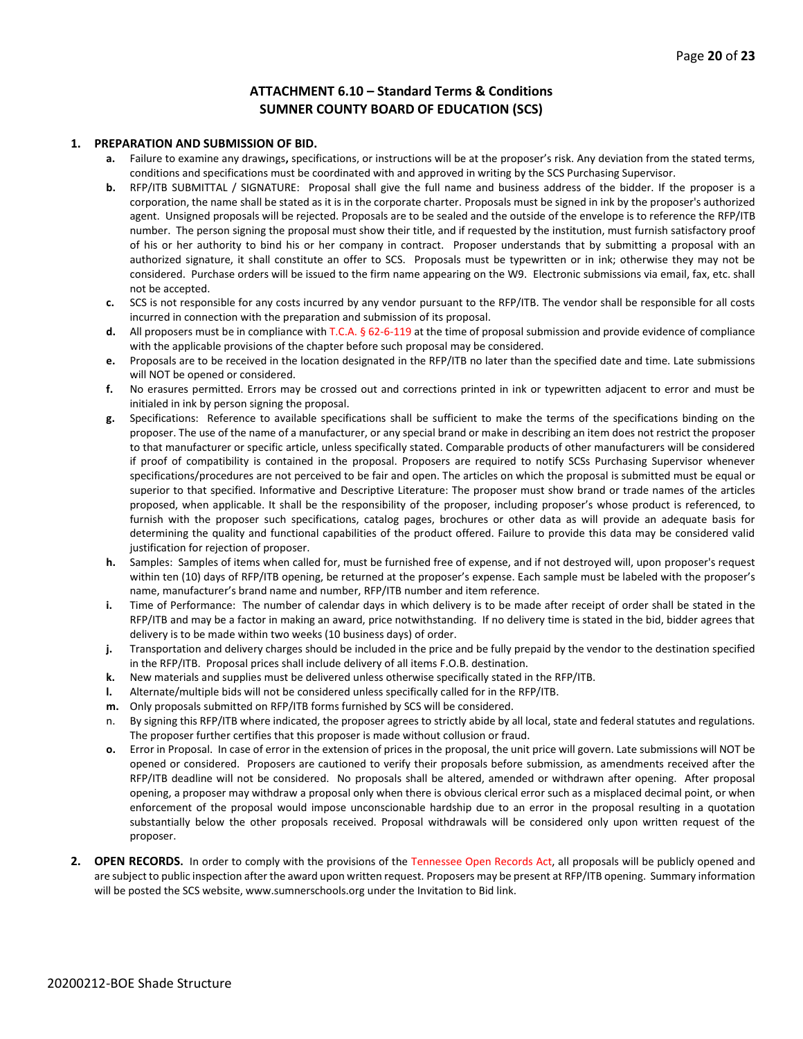# ATTACHMENT 6.10 – Standard Terms & Conditions
# SUMNER COUNTY BOARD OF EDUCATION (SCS)

1. **PREPARATION AND SUBMISSION OF BID.**
   - **a.** Failure to examine any drawings**,** specifications, or instructions will be at the proposer's risk. Any deviation from the stated terms, conditions and specifications must be coordinated with and approved in writing by the SCS Purchasing Supervisor.
   - **b.** RFP/ITB SUBMITTAL / SIGNATURE: Proposal shall give the full name and business address of the bidder. If the proposer is a corporation, the name shall be stated as it is in the corporate charter. Proposals must be signed in ink by the proposer's authorized agent. Unsigned proposals will be rejected. Proposals are to be sealed and the outside of the envelope is to reference the RFP/ITB number. The person signing the proposal must show their title, and if requested by the institution, must furnish satisfactory proof of his or her authority to bind his or her company in contract. Proposer understands that by submitting a proposal with an authorized signature, it shall constitute an offer to SCS. Proposals must be typewritten or in ink; otherwise they may not be considered. Purchase orders will be issued to the firm name appearing on the W9. Electronic submissions via email, fax, etc. shall not be accepted.
   - **c.** SCS is not responsible for any costs incurred by any vendor pursuant to the RFP/ITB. The vendor shall be responsible for all costs incurred in connection with the preparation and submission of its proposal.
   - **d.** All proposers must be in compliance with T.C.A. § 62-6-119 at the time of proposal submission and provide evidence of compliance with the applicable provisions of the chapter before such proposal may be considered.
   - **e.** Proposals are to be received in the location designated in the RFP/ITB no later than the specified date and time. Late submissions will NOT be opened or considered.
   - **f.** No erasures permitted. Errors may be crossed out and corrections printed in ink or typewritten adjacent to error and must be initialed in ink by person signing the proposal.
   - **g.** Specifications: Reference to available specifications shall be sufficient to make the terms of the specifications binding on the proposer. The use of the name of a manufacturer, or any special brand or make in describing an item does not restrict the proposer to that manufacturer or specific article, unless specifically stated. Comparable products of other manufacturers will be considered if proof of compatibility is contained in the proposal. Proposers are required to notify SCSs Purchasing Supervisor whenever specifications/procedures are not perceived to be fair and open. The articles on which the proposal is submitted must be equal or superior to that specified. Informative and Descriptive Literature: The proposer must show brand or trade names of the articles proposed, when applicable. It shall be the responsibility of the proposer, including proposer's whose product is referenced, to furnish with the proposer such specifications, catalog pages, brochures or other data as will provide an adequate basis for determining the quality and functional capabilities of the product offered. Failure to provide this data may be considered valid justification for rejection of proposer.
   - **h.** Samples: Samples of items when called for, must be furnished free of expense, and if not destroyed will, upon proposer's request within ten (10) days of RFP/ITB opening, be returned at the proposer's expense. Each sample must be labeled with the proposer's name, manufacturer's brand name and number, RFP/ITB number and item reference.
   - **i.** Time of Performance: The number of calendar days in which delivery is to be made after receipt of order shall be stated in the RFP/ITB and may be a factor in making an award, price notwithstanding. If no delivery time is stated in the bid, bidder agrees that delivery is to be made within two weeks (10 business days) of order.
   - **j.** Transportation and delivery charges should be included in the price and be fully prepaid by the vendor to the destination specified in the RFP/ITB. Proposal prices shall include delivery of all items F.O.B. destination.
   - **k.** New materials and supplies must be delivered unless otherwise specifically stated in the RFP/ITB.
   - **l.** Alternate/multiple bids will not be considered unless specifically called for in the RFP/ITB.
   - **m.** Only proposals submitted on RFP/ITB forms furnished by SCS will be considered.
   - n. By signing this RFP/ITB where indicated, the proposer agrees to strictly abide by all local, state and federal statutes and regulations. The proposer further certifies that this proposer is made without collusion or fraud.
   - **o.** Error in Proposal. In case of error in the extension of prices in the proposal, the unit price will govern. Late submissions will NOT be opened or considered. Proposers are cautioned to verify their proposals before submission, as amendments received after the RFP/ITB deadline will not be considered. No proposals shall be altered, amended or withdrawn after opening. After proposal opening, a proposer may withdraw a proposal only when there is obvious clerical error such as a misplaced decimal point, or when enforcement of the proposal would impose unconscionable hardship due to an error in the proposal resulting in a quotation substantially below the other proposals received. Proposal withdrawals will be considered only upon written request of the proposer.

2. **OPEN RECORDS.** In order to comply with the provisions of the Tennessee Open Records Act, all proposals will be publicly opened and are subject to public inspection after the award upon written request. Proposers may be present at RFP/ITB opening. Summary information will be posted the SCS website, www.sumnerschools.org under the Invitation to Bid link.

20200212-BOE Shade Structure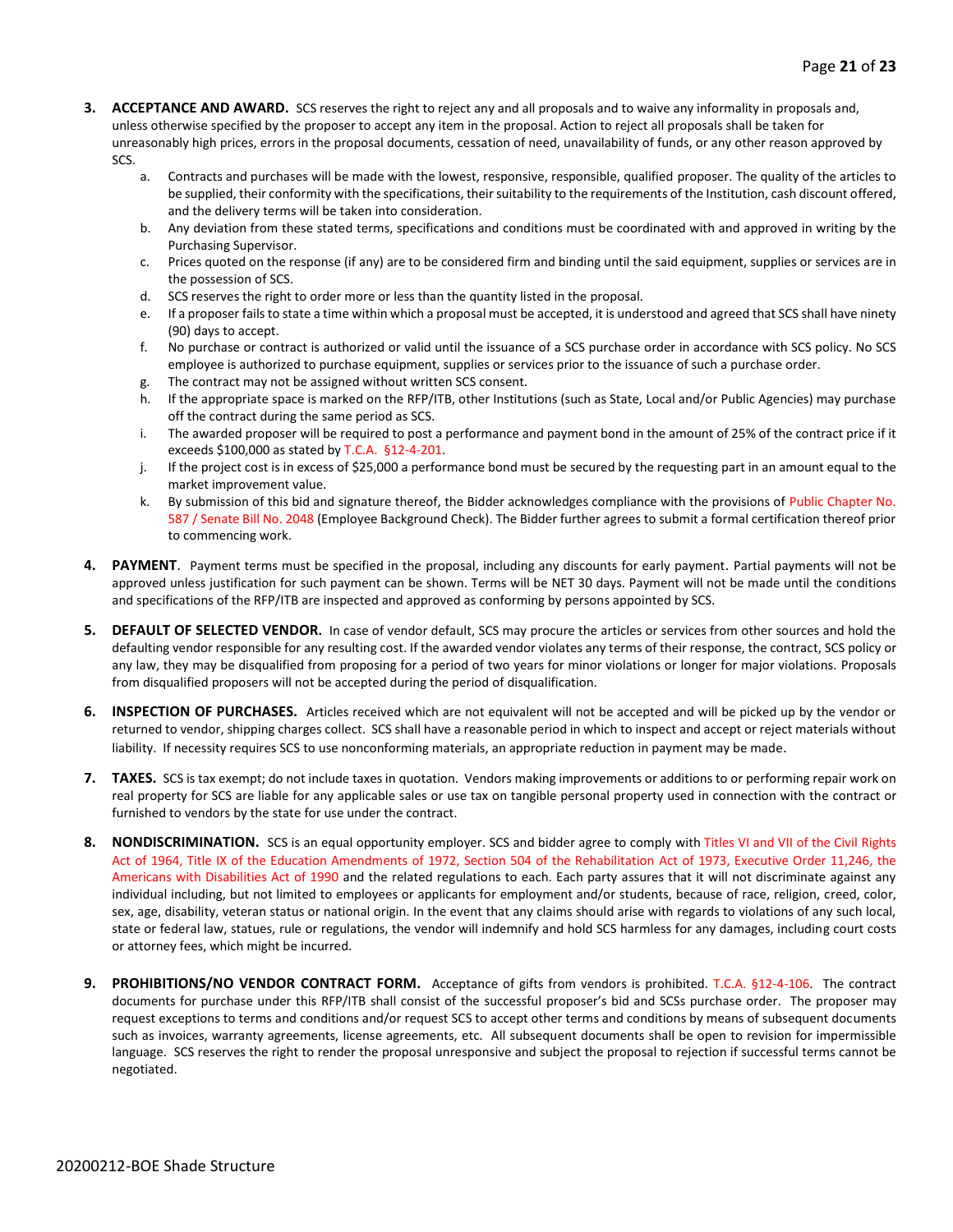3. **ACCEPTANCE AND AWARD.** SCS reserves the right to reject any and all proposals and to waive any informality in proposals and, unless otherwise specified by the proposer to accept any item in the proposal. Action to reject all proposals shall be taken for unreasonably high prices, errors in the proposal documents, cessation of need, unavailability of funds, or any other reason approved by SCS.
    a. Contracts and purchases will be made with the lowest, responsive, responsible, qualified proposer. The quality of the articles to be supplied, their conformity with the specifications, their suitability to the requirements of the Institution, cash discount offered, and the delivery terms will be taken into consideration.
    b. Any deviation from these stated terms, specifications and conditions must be coordinated with and approved in writing by the Purchasing Supervisor.
    c. Prices quoted on the response (if any) are to be considered firm and binding until the said equipment, supplies or services are in the possession of SCS.
    d. SCS reserves the right to order more or less than the quantity listed in the proposal.
    e. If a proposer fails to state a time within which a proposal must be accepted, it is understood and agreed that SCS shall have ninety (90) days to accept.
    f. No purchase or contract is authorized or valid until the issuance of a SCS purchase order in accordance with SCS policy. No SCS employee is authorized to purchase equipment, supplies or services prior to the issuance of such a purchase order.
    g. The contract may not be assigned without written SCS consent.
    h. If the appropriate space is marked on the RFP/ITB, other Institutions (such as State, Local and/or Public Agencies) may purchase off the contract during the same period as SCS.
    i. The awarded proposer will be required to post a performance and payment bond in the amount of 25% of the contract price if it exceeds $100,000 as stated by T.C.A. §12-4-201.
    j. If the project cost is in excess of $25,000 a performance bond must be secured by the requesting part in an amount equal to the market improvement value.
    k. By submission of this bid and signature thereof, the Bidder acknowledges compliance with the provisions of Public Chapter No. 587 / Senate Bill No. 2048 (Employee Background Check). The Bidder further agrees to submit a formal certification thereof prior to commencing work.

4. **PAYMENT**. Payment terms must be specified in the proposal, including any discounts for early payment. Partial payments will not be approved unless justification for such payment can be shown. Terms will be NET 30 days. Payment will not be made until the conditions and specifications of the RFP/ITB are inspected and approved as conforming by persons appointed by SCS.

5. **DEFAULT OF SELECTED VENDOR.** In case of vendor default, SCS may procure the articles or services from other sources and hold the defaulting vendor responsible for any resulting cost. If the awarded vendor violates any terms of their response, the contract, SCS policy or any law, they may be disqualified from proposing for a period of two years for minor violations or longer for major violations. Proposals from disqualified proposers will not be accepted during the period of disqualification.

6. **INSPECTION OF PURCHASES.** Articles received which are not equivalent will not be accepted and will be picked up by the vendor or returned to vendor, shipping charges collect. SCS shall have a reasonable period in which to inspect and accept or reject materials without liability. If necessity requires SCS to use nonconforming materials, an appropriate reduction in payment may be made.

7. **TAXES.** SCS is tax exempt; do not include taxes in quotation. Vendors making improvements or additions to or performing repair work on real property for SCS are liable for any applicable sales or use tax on tangible personal property used in connection with the contract or furnished to vendors by the state for use under the contract.

8. **NONDISCRIMINATION.** SCS is an equal opportunity employer. SCS and bidder agree to comply with Titles VI and VII of the Civil Rights Act of 1964, Title IX of the Education Amendments of 1972, Section 504 of the Rehabilitation Act of 1973, Executive Order 11,246, the Americans with Disabilities Act of 1990 and the related regulations to each. Each party assures that it will not discriminate against any individual including, but not limited to employees or applicants for employment and/or students, because of race, religion, creed, color, sex, age, disability, veteran status or national origin. In the event that any claims should arise with regards to violations of any such local, state or federal law, statues, rule or regulations, the vendor will indemnify and hold SCS harmless for any damages, including court costs or attorney fees, which might be incurred.

9. **PROHIBITIONS/NO VENDOR CONTRACT FORM.** Acceptance of gifts from vendors is prohibited. T.C.A. §12-4-106. The contract documents for purchase under this RFP/ITB shall consist of the successful proposer's bid and SCSs purchase order. The proposer may request exceptions to terms and conditions and/or request SCS to accept other terms and conditions by means of subsequent documents such as invoices, warranty agreements, license agreements, etc. All subsequent documents shall be open to revision for impermissible language. SCS reserves the right to render the proposal unresponsive and subject the proposal to rejection if successful terms cannot be negotiated.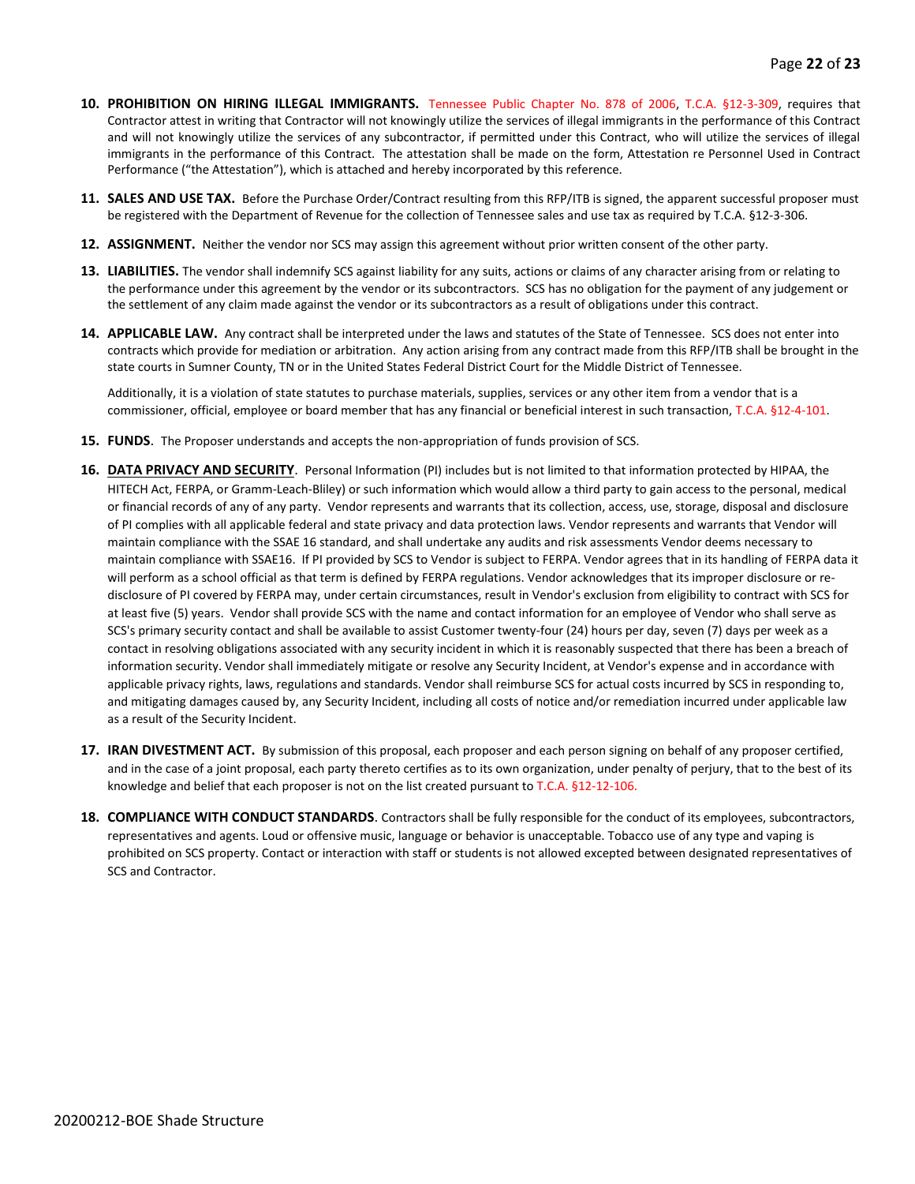10. **PROHIBITION ON HIRING ILLEGAL IMMIGRANTS.** Tennessee Public Chapter No. 878 of 2006, T.C.A. §12-3-309, requires that Contractor attest in writing that Contractor will not knowingly utilize the services of illegal immigrants in the performance of this Contract and will not knowingly utilize the services of any subcontractor, if permitted under this Contract, who will utilize the services of illegal immigrants in the performance of this Contract. The attestation shall be made on the form, Attestation re Personnel Used in Contract Performance ("the Attestation"), which is attached and hereby incorporated by this reference.

11. **SALES AND USE TAX.** Before the Purchase Order/Contract resulting from this RFP/ITB is signed, the apparent successful proposer must be registered with the Department of Revenue for the collection of Tennessee sales and use tax as required by T.C.A. §12-3-306.

12. **ASSIGNMENT.** Neither the vendor nor SCS may assign this agreement without prior written consent of the other party.

13. **LIABILITIES.** The vendor shall indemnify SCS against liability for any suits, actions or claims of any character arising from or relating to the performance under this agreement by the vendor or its subcontractors. SCS has no obligation for the payment of any judgement or the settlement of any claim made against the vendor or its subcontractors as a result of obligations under this contract.

14. **APPLICABLE LAW.** Any contract shall be interpreted under the laws and statutes of the State of Tennessee. SCS does not enter into contracts which provide for mediation or arbitration. Any action arising from any contract made from this RFP/ITB shall be brought in the state courts in Sumner County, TN or in the United States Federal District Court for the Middle District of Tennessee.

    Additionally, it is a violation of state statutes to purchase materials, supplies, services or any other item from a vendor that is a commissioner, official, employee or board member that has any financial or beneficial interest in such transaction, T.C.A. §12-4-101.

15. **FUNDS**. The Proposer understands and accepts the non-appropriation of funds provision of SCS.

16. **DATA PRIVACY AND SECURITY**. Personal Information (PI) includes but is not limited to that information protected by HIPAA, the HITECH Act, FERPA, or Gramm-Leach-Bliley) or such information which would allow a third party to gain access to the personal, medical or financial records of any of any party. Vendor represents and warrants that its collection, access, use, storage, disposal and disclosure of PI complies with all applicable federal and state privacy and data protection laws. Vendor represents and warrants that Vendor will maintain compliance with the SSAE 16 standard, and shall undertake any audits and risk assessments Vendor deems necessary to maintain compliance with SSAE16. If PI provided by SCS to Vendor is subject to FERPA. Vendor agrees that in its handling of FERPA data it will perform as a school official as that term is defined by FERPA regulations. Vendor acknowledges that its improper disclosure or re-disclosure of PI covered by FERPA may, under certain circumstances, result in Vendor's exclusion from eligibility to contract with SCS for at least five (5) years. Vendor shall provide SCS with the name and contact information for an employee of Vendor who shall serve as SCS's primary security contact and shall be available to assist Customer twenty-four (24) hours per day, seven (7) days per week as a contact in resolving obligations associated with any security incident in which it is reasonably suspected that there has been a breach of information security. Vendor shall immediately mitigate or resolve any Security Incident, at Vendor's expense and in accordance with applicable privacy rights, laws, regulations and standards. Vendor shall reimburse SCS for actual costs incurred by SCS in responding to, and mitigating damages caused by, any Security Incident, including all costs of notice and/or remediation incurred under applicable law as a result of the Security Incident.

17. **IRAN DIVESTMENT ACT.** By submission of this proposal, each proposer and each person signing on behalf of any proposer certified, and in the case of a joint proposal, each party thereto certifies as to its own organization, under penalty of perjury, that to the best of its knowledge and belief that each proposer is not on the list created pursuant to T.C.A. §12-12-106.

18. **COMPLIANCE WITH CONDUCT STANDARDS**. Contractors shall be fully responsible for the conduct of its employees, subcontractors, representatives and agents. Loud or offensive music, language or behavior is unacceptable. Tobacco use of any type and vaping is prohibited on SCS property. Contact or interaction with staff or students is not allowed excepted between designated representatives of SCS and Contractor.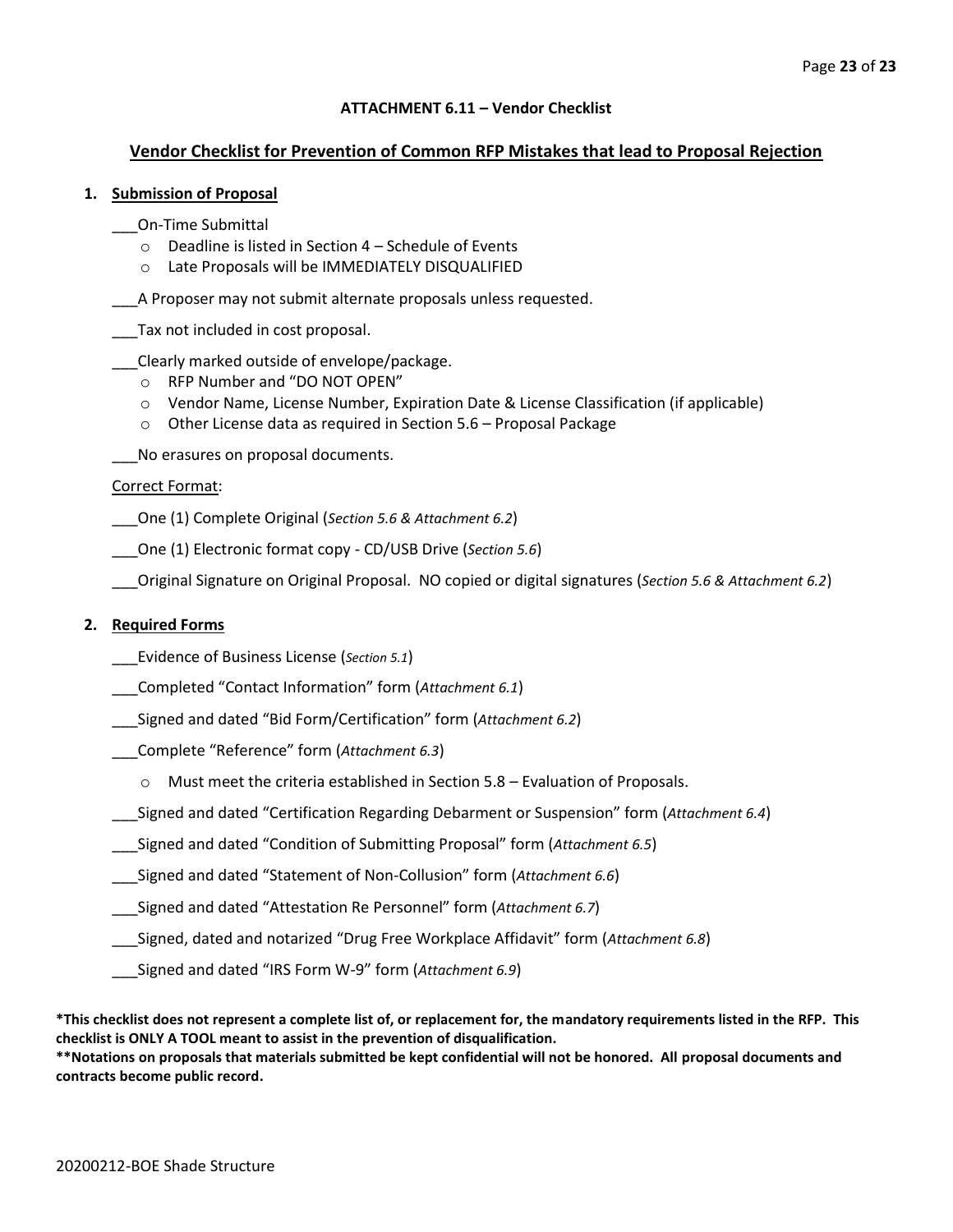**ATTACHMENT 6.11 – Vendor Checklist**

## Vendor Checklist for Prevention of Common RFP Mistakes that lead to Proposal Rejection

1. **Submission of Proposal**

   ___On-Time Submittal
   - Deadline is listed in Section 4 – Schedule of Events
   - Late Proposals will be IMMEDIATELY DISQUALIFIED

   ___A Proposer may not submit alternate proposals unless requested.

   ___Tax not included in cost proposal.

   ___Clearly marked outside of envelope/package.
   - RFP Number and "DO NOT OPEN"
   - Vendor Name, License Number, Expiration Date & License Classification (if applicable)
   - Other License data as required in Section 5.6 – Proposal Package

   ___No erasures on proposal documents.

   Correct Format:

   ___One (1) Complete Original (*Section 5.6 & Attachment 6.2*)

   ___One (1) Electronic format copy - CD/USB Drive (*Section 5.6*)

   ___Original Signature on Original Proposal. NO copied or digital signatures (*Section 5.6 & Attachment 6.2*)

2. **Required Forms**

   ___Evidence of Business License (*Section 5.1*)

   ___Completed "Contact Information" form (*Attachment 6.1*)

   ___Signed and dated "Bid Form/Certification" form (*Attachment 6.2*)

   ___Complete "Reference" form (*Attachment 6.3*)
   - Must meet the criteria established in Section 5.8 – Evaluation of Proposals.

   ___Signed and dated "Certification Regarding Debarment or Suspension" form (*Attachment 6.4*)

   ___Signed and dated "Condition of Submitting Proposal" form (*Attachment 6.5*)

   ___Signed and dated "Statement of Non-Collusion" form (*Attachment 6.6*)

   ___Signed and dated "Attestation Re Personnel" form (*Attachment 6.7*)

   ___Signed, dated and notarized "Drug Free Workplace Affidavit" form (*Attachment 6.8*)

   ___Signed and dated "IRS Form W-9" form (*Attachment 6.9*)

**\*This checklist does not represent a complete list of, or replacement for, the mandatory requirements listed in the RFP. This checklist is ONLY A TOOL meant to assist in the prevention of disqualification.**

**\*\*Notations on proposals that materials submitted be kept confidential will not be honored. All proposal documents and contracts become public record.**

20200212-BOE Shade Structure